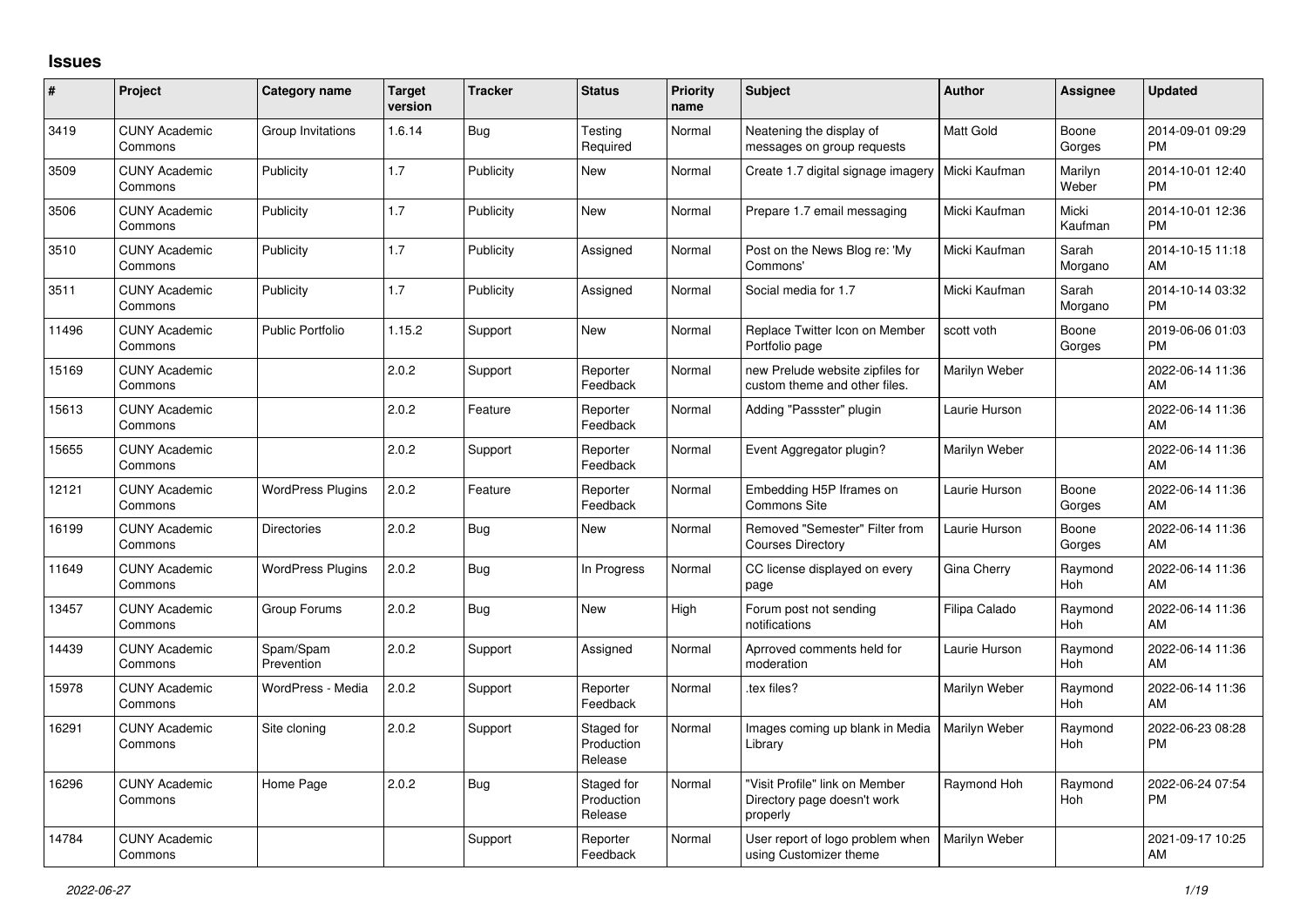# Issues

| # | Project | Category name | Target version | Tracker | Status | Priority name | Subject | Author | Assignee | Updated |
|---|---|---|---|---|---|---|---|---|---|---|
| 3419 | CUNY Academic Commons | Group Invitations | 1.6.14 | Bug | Testing Required | Normal | Neatening the display of messages on group requests | Matt Gold | Boone Gorges | 2014-09-01 09:29 PM |
| 3509 | CUNY Academic Commons | Publicity | 1.7 | Publicity | New | Normal | Create 1.7 digital signage imagery | Micki Kaufman | Marilyn Weber | 2014-10-01 12:40 PM |
| 3506 | CUNY Academic Commons | Publicity | 1.7 | Publicity | New | Normal | Prepare 1.7 email messaging | Micki Kaufman | Micki Kaufman | 2014-10-01 12:36 PM |
| 3510 | CUNY Academic Commons | Publicity | 1.7 | Publicity | Assigned | Normal | Post on the News Blog re: 'My Commons' | Micki Kaufman | Sarah Morgano | 2014-10-15 11:18 AM |
| 3511 | CUNY Academic Commons | Publicity | 1.7 | Publicity | Assigned | Normal | Social media for 1.7 | Micki Kaufman | Sarah Morgano | 2014-10-14 03:32 PM |
| 11496 | CUNY Academic Commons | Public Portfolio | 1.15.2 | Support | New | Normal | Replace Twitter Icon on Member Portfolio page | scott voth | Boone Gorges | 2019-06-06 01:03 PM |
| 15169 | CUNY Academic Commons | | 2.0.2 | Support | Reporter Feedback | Normal | new Prelude website zipfiles for custom theme and other files. | Marilyn Weber | | 2022-06-14 11:36 AM |
| 15613 | CUNY Academic Commons | | 2.0.2 | Feature | Reporter Feedback | Normal | Adding "Passster" plugin | Laurie Hurson | | 2022-06-14 11:36 AM |
| 15655 | CUNY Academic Commons | | 2.0.2 | Support | Reporter Feedback | Normal | Event Aggregator plugin? | Marilyn Weber | | 2022-06-14 11:36 AM |
| 12121 | CUNY Academic Commons | WordPress Plugins | 2.0.2 | Feature | Reporter Feedback | Normal | Embedding H5P Iframes on Commons Site | Laurie Hurson | Boone Gorges | 2022-06-14 11:36 AM |
| 16199 | CUNY Academic Commons | Directories | 2.0.2 | Bug | New | Normal | Removed "Semester" Filter from Courses Directory | Laurie Hurson | Boone Gorges | 2022-06-14 11:36 AM |
| 11649 | CUNY Academic Commons | WordPress Plugins | 2.0.2 | Bug | In Progress | Normal | CC license displayed on every page | Gina Cherry | Raymond Hoh | 2022-06-14 11:36 AM |
| 13457 | CUNY Academic Commons | Group Forums | 2.0.2 | Bug | New | High | Forum post not sending notifications | Filipa Calado | Raymond Hoh | 2022-06-14 11:36 AM |
| 14439 | CUNY Academic Commons | Spam/Spam Prevention | 2.0.2 | Support | Assigned | Normal | Aprroved comments held for moderation | Laurie Hurson | Raymond Hoh | 2022-06-14 11:36 AM |
| 15978 | CUNY Academic Commons | WordPress - Media | 2.0.2 | Support | Reporter Feedback | Normal | .tex files? | Marilyn Weber | Raymond Hoh | 2022-06-14 11:36 AM |
| 16291 | CUNY Academic Commons | Site cloning | 2.0.2 | Support | Staged for Production Release | Normal | Images coming up blank in Media Library | Marilyn Weber | Raymond Hoh | 2022-06-23 08:28 PM |
| 16296 | CUNY Academic Commons | Home Page | 2.0.2 | Bug | Staged for Production Release | Normal | "Visit Profile" link on Member Directory page doesn't work properly | Raymond Hoh | Raymond Hoh | 2022-06-24 07:54 PM |
| 14784 | CUNY Academic Commons | | | Support | Reporter Feedback | Normal | User report of logo problem when using Customizer theme | Marilyn Weber | | 2021-09-17 10:25 AM |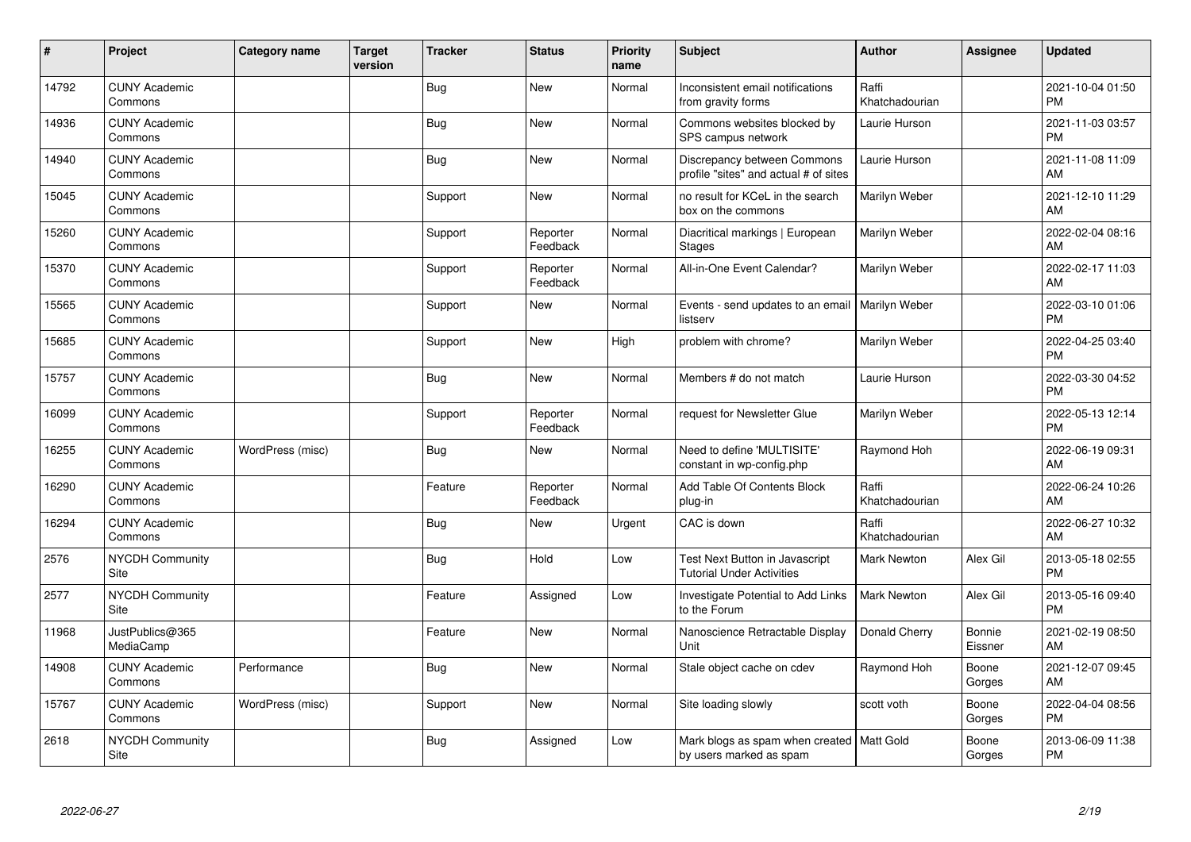| # | Project | Category name | Target version | Tracker | Status | Priority name | Subject | Author | Assignee | Updated |
|---|---|---|---|---|---|---|---|---|---|---|
| 14792 | CUNY Academic Commons | | | Bug | New | Normal | Inconsistent email notifications from gravity forms | Raffi Khatchadourian | | 2021-10-04 01:50 PM |
| 14936 | CUNY Academic Commons | | | Bug | New | Normal | Commons websites blocked by SPS campus network | Laurie Hurson | | 2021-11-03 03:57 PM |
| 14940 | CUNY Academic Commons | | | Bug | New | Normal | Discrepancy between Commons profile "sites" and actual # of sites | Laurie Hurson | | 2021-11-08 11:09 AM |
| 15045 | CUNY Academic Commons | | | Support | New | Normal | no result for KCeL in the search box on the commons | Marilyn Weber | | 2021-12-10 11:29 AM |
| 15260 | CUNY Academic Commons | | | Support | Reporter Feedback | Normal | Diacritical markings \| European Stages | Marilyn Weber | | 2022-02-04 08:16 AM |
| 15370 | CUNY Academic Commons | | | Support | Reporter Feedback | Normal | All-in-One Event Calendar? | Marilyn Weber | | 2022-02-17 11:03 AM |
| 15565 | CUNY Academic Commons | | | Support | New | Normal | Events - send updates to an email listserv | Marilyn Weber | | 2022-03-10 01:06 PM |
| 15685 | CUNY Academic Commons | | | Support | New | High | problem with chrome? | Marilyn Weber | | 2022-04-25 03:40 PM |
| 15757 | CUNY Academic Commons | | | Bug | New | Normal | Members # do not match | Laurie Hurson | | 2022-03-30 04:52 PM |
| 16099 | CUNY Academic Commons | | | Support | Reporter Feedback | Normal | request for Newsletter Glue | Marilyn Weber | | 2022-05-13 12:14 PM |
| 16255 | CUNY Academic Commons | WordPress (misc) | | Bug | New | Normal | Need to define 'MULTISITE' constant in wp-config.php | Raymond Hoh | | 2022-06-19 09:31 AM |
| 16290 | CUNY Academic Commons | | | Feature | Reporter Feedback | Normal | Add Table Of Contents Block plug-in | Raffi Khatchadourian | | 2022-06-24 10:26 AM |
| 16294 | CUNY Academic Commons | | | Bug | New | Urgent | CAC is down | Raffi Khatchadourian | | 2022-06-27 10:32 AM |
| 2576 | NYCDH Community Site | | | Bug | Hold | Low | Test Next Button in Javascript Tutorial Under Activities | Mark Newton | Alex Gil | 2013-05-18 02:55 PM |
| 2577 | NYCDH Community Site | | | Feature | Assigned | Low | Investigate Potential to Add Links to the Forum | Mark Newton | Alex Gil | 2013-05-16 09:40 PM |
| 11968 | JustPublics@365 MediaCamp | | | Feature | New | Normal | Nanoscience Retractable Display Unit | Donald Cherry | Bonnie Eissner | 2021-02-19 08:50 AM |
| 14908 | CUNY Academic Commons | Performance | | Bug | New | Normal | Stale object cache on cdev | Raymond Hoh | Boone Gorges | 2021-12-07 09:45 AM |
| 15767 | CUNY Academic Commons | WordPress (misc) | | Support | New | Normal | Site loading slowly | scott voth | Boone Gorges | 2022-04-04 08:56 PM |
| 2618 | NYCDH Community Site | | | Bug | Assigned | Low | Mark blogs as spam when created by users marked as spam | Matt Gold | Boone Gorges | 2013-06-09 11:38 PM |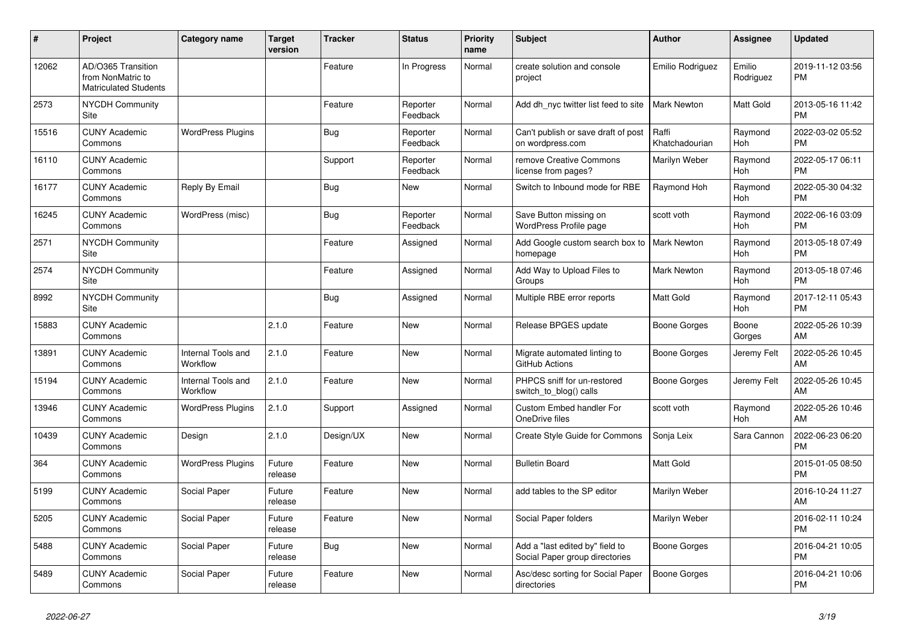| # | Project | Category name | Target version | Tracker | Status | Priority name | Subject | Author | Assignee | Updated |
|---|---|---|---|---|---|---|---|---|---|---|
| 12062 | AD/O365 Transition from NonMatric to Matriculated Students | | | Feature | In Progress | Normal | create solution and console project | Emilio Rodriguez | Emilio Rodriguez | 2019-11-12 03:56 PM |
| 2573 | NYCDH Community Site | | | Feature | Reporter Feedback | Normal | Add dh_nyc twitter list feed to site | Mark Newton | Matt Gold | 2013-05-16 11:42 PM |
| 15516 | CUNY Academic Commons | WordPress Plugins | | Bug | Reporter Feedback | Normal | Can't publish or save draft of post on wordpress.com | Raffi Khatchadourian | Raymond Hoh | 2022-03-02 05:52 PM |
| 16110 | CUNY Academic Commons | | | Support | Reporter Feedback | Normal | remove Creative Commons license from pages? | Marilyn Weber | Raymond Hoh | 2022-05-17 06:11 PM |
| 16177 | CUNY Academic Commons | Reply By Email | | Bug | New | Normal | Switch to Inbound mode for RBE | Raymond Hoh | Raymond Hoh | 2022-05-30 04:32 PM |
| 16245 | CUNY Academic Commons | WordPress (misc) | | Bug | Reporter Feedback | Normal | Save Button missing on WordPress Profile page | scott voth | Raymond Hoh | 2022-06-16 03:09 PM |
| 2571 | NYCDH Community Site | | | Feature | Assigned | Normal | Add Google custom search box to homepage | Mark Newton | Raymond Hoh | 2013-05-18 07:49 PM |
| 2574 | NYCDH Community Site | | | Feature | Assigned | Normal | Add Way to Upload Files to Groups | Mark Newton | Raymond Hoh | 2013-05-18 07:46 PM |
| 8992 | NYCDH Community Site | | | Bug | Assigned | Normal | Multiple RBE error reports | Matt Gold | Raymond Hoh | 2017-12-11 05:43 PM |
| 15883 | CUNY Academic Commons | | 2.1.0 | Feature | New | Normal | Release BPGES update | Boone Gorges | Boone Gorges | 2022-05-26 10:39 AM |
| 13891 | CUNY Academic Commons | Internal Tools and Workflow | 2.1.0 | Feature | New | Normal | Migrate automated linting to GitHub Actions | Boone Gorges | Jeremy Felt | 2022-05-26 10:45 AM |
| 15194 | CUNY Academic Commons | Internal Tools and Workflow | 2.1.0 | Feature | New | Normal | PHPCS sniff for un-restored switch_to_blog() calls | Boone Gorges | Jeremy Felt | 2022-05-26 10:45 AM |
| 13946 | CUNY Academic Commons | WordPress Plugins | 2.1.0 | Support | Assigned | Normal | Custom Embed handler For OneDrive files | scott voth | Raymond Hoh | 2022-05-26 10:46 AM |
| 10439 | CUNY Academic Commons | Design | 2.1.0 | Design/UX | New | Normal | Create Style Guide for Commons | Sonja Leix | Sara Cannon | 2022-06-23 06:20 PM |
| 364 | CUNY Academic Commons | WordPress Plugins | Future release | Feature | New | Normal | Bulletin Board | Matt Gold | | 2015-01-05 08:50 PM |
| 5199 | CUNY Academic Commons | Social Paper | Future release | Feature | New | Normal | add tables to the SP editor | Marilyn Weber | | 2016-10-24 11:27 AM |
| 5205 | CUNY Academic Commons | Social Paper | Future release | Feature | New | Normal | Social Paper folders | Marilyn Weber | | 2016-02-11 10:24 PM |
| 5488 | CUNY Academic Commons | Social Paper | Future release | Bug | New | Normal | Add a "last edited by" field to Social Paper group directories | Boone Gorges | | 2016-04-21 10:05 PM |
| 5489 | CUNY Academic Commons | Social Paper | Future release | Feature | New | Normal | Asc/desc sorting for Social Paper directories | Boone Gorges | | 2016-04-21 10:06 PM |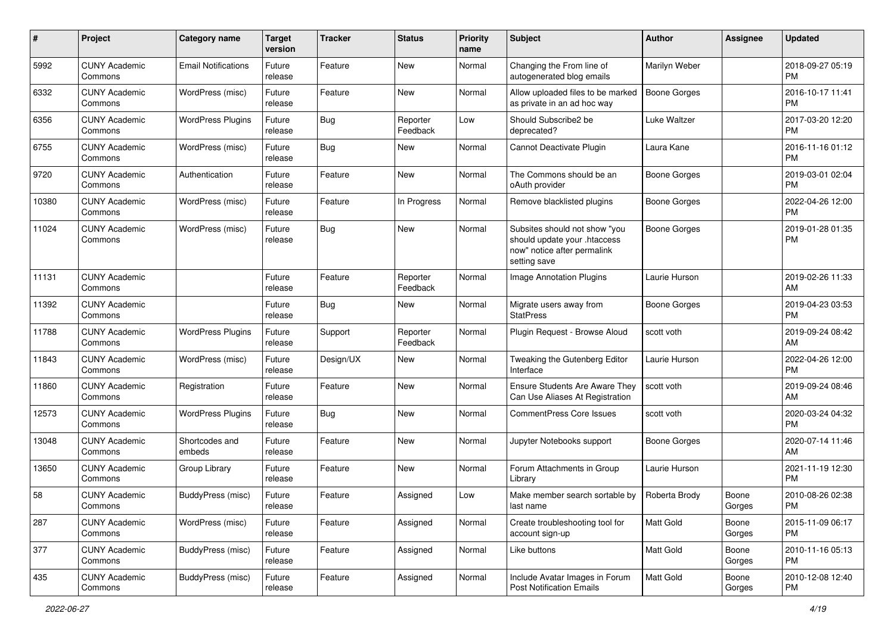| # | Project | Category name | Target version | Tracker | Status | Priority name | Subject | Author | Assignee | Updated |
|---|---|---|---|---|---|---|---|---|---|---|
| 5992 | CUNY Academic Commons | Email Notifications | Future release | Feature | New | Normal | Changing the From line of autogenerated blog emails | Marilyn Weber | | 2018-09-27 05:19 PM |
| 6332 | CUNY Academic Commons | WordPress (misc) | Future release | Feature | New | Normal | Allow uploaded files to be marked as private in an ad hoc way | Boone Gorges | | 2016-10-17 11:41 PM |
| 6356 | CUNY Academic Commons | WordPress Plugins | Future release | Bug | Reporter Feedback | Low | Should Subscribe2 be deprecated? | Luke Waltzer | | 2017-03-20 12:20 PM |
| 6755 | CUNY Academic Commons | WordPress (misc) | Future release | Bug | New | Normal | Cannot Deactivate Plugin | Laura Kane | | 2016-11-16 01:12 PM |
| 9720 | CUNY Academic Commons | Authentication | Future release | Feature | New | Normal | The Commons should be an oAuth provider | Boone Gorges | | 2019-03-01 02:04 PM |
| 10380 | CUNY Academic Commons | WordPress (misc) | Future release | Feature | In Progress | Normal | Remove blacklisted plugins | Boone Gorges | | 2022-04-26 12:00 PM |
| 11024 | CUNY Academic Commons | WordPress (misc) | Future release | Bug | New | Normal | Subsites should not show "you should update your .htaccess now" notice after permalink setting save | Boone Gorges | | 2019-01-28 01:35 PM |
| 11131 | CUNY Academic Commons | | Future release | Feature | Reporter Feedback | Normal | Image Annotation Plugins | Laurie Hurson | | 2019-02-26 11:33 AM |
| 11392 | CUNY Academic Commons | | Future release | Bug | New | Normal | Migrate users away from StatPress | Boone Gorges | | 2019-04-23 03:53 PM |
| 11788 | CUNY Academic Commons | WordPress Plugins | Future release | Support | Reporter Feedback | Normal | Plugin Request - Browse Aloud | scott voth | | 2019-09-24 08:42 AM |
| 11843 | CUNY Academic Commons | WordPress (misc) | Future release | Design/UX | New | Normal | Tweaking the Gutenberg Editor Interface | Laurie Hurson | | 2022-04-26 12:00 PM |
| 11860 | CUNY Academic Commons | Registration | Future release | Feature | New | Normal | Ensure Students Are Aware They Can Use Aliases At Registration | scott voth | | 2019-09-24 08:46 AM |
| 12573 | CUNY Academic Commons | WordPress Plugins | Future release | Bug | New | Normal | CommentPress Core Issues | scott voth | | 2020-03-24 04:32 PM |
| 13048 | CUNY Academic Commons | Shortcodes and embeds | Future release | Feature | New | Normal | Jupyter Notebooks support | Boone Gorges | | 2020-07-14 11:46 AM |
| 13650 | CUNY Academic Commons | Group Library | Future release | Feature | New | Normal | Forum Attachments in Group Library | Laurie Hurson | | 2021-11-19 12:30 PM |
| 58 | CUNY Academic Commons | BuddyPress (misc) | Future release | Feature | Assigned | Low | Make member search sortable by last name | Roberta Brody | Boone Gorges | 2010-08-26 02:38 PM |
| 287 | CUNY Academic Commons | WordPress (misc) | Future release | Feature | Assigned | Normal | Create troubleshooting tool for account sign-up | Matt Gold | Boone Gorges | 2015-11-09 06:17 PM |
| 377 | CUNY Academic Commons | BuddyPress (misc) | Future release | Feature | Assigned | Normal | Like buttons | Matt Gold | Boone Gorges | 2010-11-16 05:13 PM |
| 435 | CUNY Academic Commons | BuddyPress (misc) | Future release | Feature | Assigned | Normal | Include Avatar Images in Forum Post Notification Emails | Matt Gold | Boone Gorges | 2010-12-08 12:40 PM |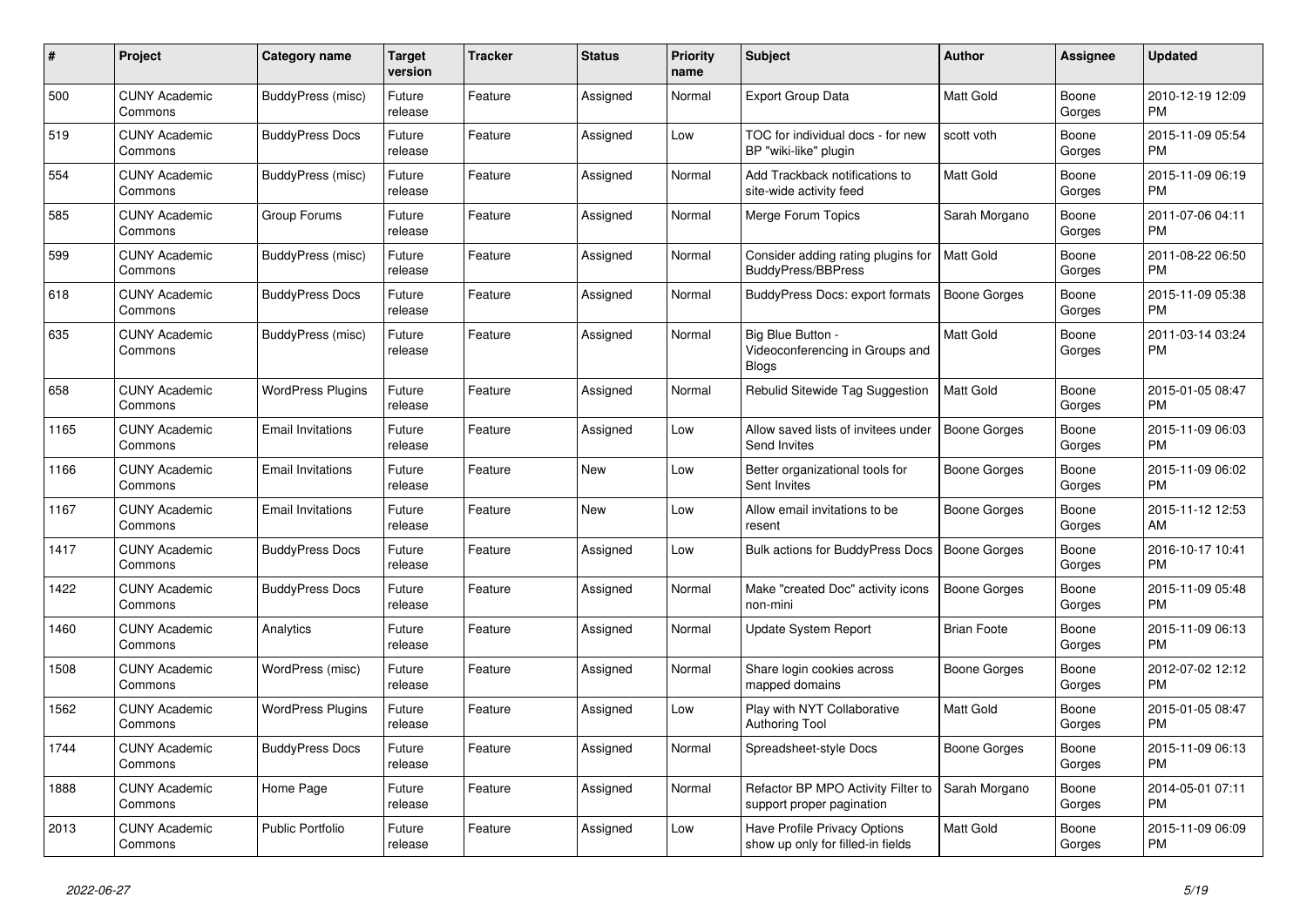| # | Project | Category name | Target version | Tracker | Status | Priority name | Subject | Author | Assignee | Updated |
|---|---|---|---|---|---|---|---|---|---|---|
| 500 | CUNY Academic Commons | BuddyPress (misc) | Future release | Feature | Assigned | Normal | Export Group Data | Matt Gold | Boone Gorges | 2010-12-19 12:09 PM |
| 519 | CUNY Academic Commons | BuddyPress Docs | Future release | Feature | Assigned | Low | TOC for individual docs - for new BP "wiki-like" plugin | scott voth | Boone Gorges | 2015-11-09 05:54 PM |
| 554 | CUNY Academic Commons | BuddyPress (misc) | Future release | Feature | Assigned | Normal | Add Trackback notifications to site-wide activity feed | Matt Gold | Boone Gorges | 2015-11-09 06:19 PM |
| 585 | CUNY Academic Commons | Group Forums | Future release | Feature | Assigned | Normal | Merge Forum Topics | Sarah Morgano | Boone Gorges | 2011-07-06 04:11 PM |
| 599 | CUNY Academic Commons | BuddyPress (misc) | Future release | Feature | Assigned | Normal | Consider adding rating plugins for BuddyPress/BBPress | Matt Gold | Boone Gorges | 2011-08-22 06:50 PM |
| 618 | CUNY Academic Commons | BuddyPress Docs | Future release | Feature | Assigned | Normal | BuddyPress Docs: export formats | Boone Gorges | Boone Gorges | 2015-11-09 05:38 PM |
| 635 | CUNY Academic Commons | BuddyPress (misc) | Future release | Feature | Assigned | Normal | Big Blue Button - Videoconferencing in Groups and Blogs | Matt Gold | Boone Gorges | 2011-03-14 03:24 PM |
| 658 | CUNY Academic Commons | WordPress Plugins | Future release | Feature | Assigned | Normal | Rebulid Sitewide Tag Suggestion | Matt Gold | Boone Gorges | 2015-01-05 08:47 PM |
| 1165 | CUNY Academic Commons | Email Invitations | Future release | Feature | Assigned | Low | Allow saved lists of invitees under Send Invites | Boone Gorges | Boone Gorges | 2015-11-09 06:03 PM |
| 1166 | CUNY Academic Commons | Email Invitations | Future release | Feature | New | Low | Better organizational tools for Sent Invites | Boone Gorges | Boone Gorges | 2015-11-09 06:02 PM |
| 1167 | CUNY Academic Commons | Email Invitations | Future release | Feature | New | Low | Allow email invitations to be resent | Boone Gorges | Boone Gorges | 2015-11-12 12:53 AM |
| 1417 | CUNY Academic Commons | BuddyPress Docs | Future release | Feature | Assigned | Low | Bulk actions for BuddyPress Docs | Boone Gorges | Boone Gorges | 2016-10-17 10:41 PM |
| 1422 | CUNY Academic Commons | BuddyPress Docs | Future release | Feature | Assigned | Normal | Make "created Doc" activity icons non-mini | Boone Gorges | Boone Gorges | 2015-11-09 05:48 PM |
| 1460 | CUNY Academic Commons | Analytics | Future release | Feature | Assigned | Normal | Update System Report | Brian Foote | Boone Gorges | 2015-11-09 06:13 PM |
| 1508 | CUNY Academic Commons | WordPress (misc) | Future release | Feature | Assigned | Normal | Share login cookies across mapped domains | Boone Gorges | Boone Gorges | 2012-07-02 12:12 PM |
| 1562 | CUNY Academic Commons | WordPress Plugins | Future release | Feature | Assigned | Low | Play with NYT Collaborative Authoring Tool | Matt Gold | Boone Gorges | 2015-01-05 08:47 PM |
| 1744 | CUNY Academic Commons | BuddyPress Docs | Future release | Feature | Assigned | Normal | Spreadsheet-style Docs | Boone Gorges | Boone Gorges | 2015-11-09 06:13 PM |
| 1888 | CUNY Academic Commons | Home Page | Future release | Feature | Assigned | Normal | Refactor BP MPO Activity Filter to support proper pagination | Sarah Morgano | Boone Gorges | 2014-05-01 07:11 PM |
| 2013 | CUNY Academic Commons | Public Portfolio | Future release | Feature | Assigned | Low | Have Profile Privacy Options show up only for filled-in fields | Matt Gold | Boone Gorges | 2015-11-09 06:09 PM |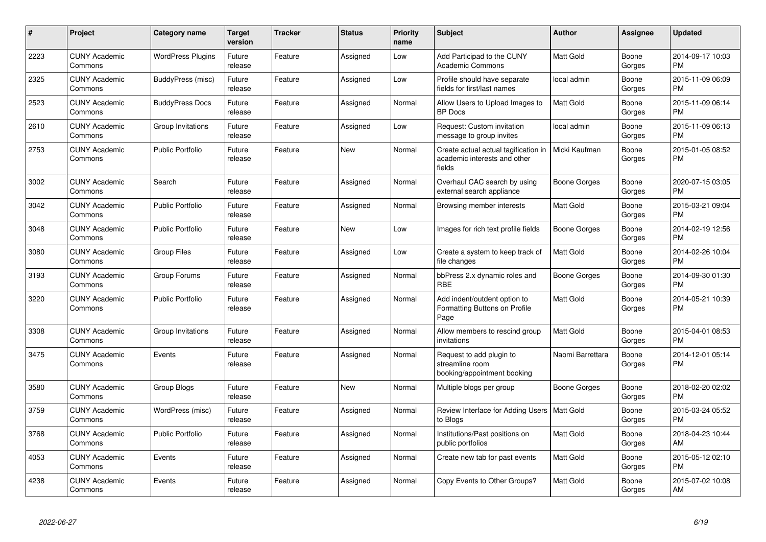| # | Project | Category name | Target version | Tracker | Status | Priority name | Subject | Author | Assignee | Updated |
|---|---|---|---|---|---|---|---|---|---|---|
| 2223 | CUNY Academic Commons | WordPress Plugins | Future release | Feature | Assigned | Low | Add Participad to the CUNY Academic Commons | Matt Gold | Boone Gorges | 2014-09-17 10:03 PM |
| 2325 | CUNY Academic Commons | BuddyPress (misc) | Future release | Feature | Assigned | Low | Profile should have separate fields for first/last names | local admin | Boone Gorges | 2015-11-09 06:09 PM |
| 2523 | CUNY Academic Commons | BuddyPress Docs | Future release | Feature | Assigned | Normal | Allow Users to Upload Images to BP Docs | Matt Gold | Boone Gorges | 2015-11-09 06:14 PM |
| 2610 | CUNY Academic Commons | Group Invitations | Future release | Feature | Assigned | Low | Request: Custom invitation message to group invites | local admin | Boone Gorges | 2015-11-09 06:13 PM |
| 2753 | CUNY Academic Commons | Public Portfolio | Future release | Feature | New | Normal | Create actual actual tagification in academic interests and other fields | Micki Kaufman | Boone Gorges | 2015-01-05 08:52 PM |
| 3002 | CUNY Academic Commons | Search | Future release | Feature | Assigned | Normal | Overhaul CAC search by using external search appliance | Boone Gorges | Boone Gorges | 2020-07-15 03:05 PM |
| 3042 | CUNY Academic Commons | Public Portfolio | Future release | Feature | Assigned | Normal | Browsing member interests | Matt Gold | Boone Gorges | 2015-03-21 09:04 PM |
| 3048 | CUNY Academic Commons | Public Portfolio | Future release | Feature | New | Low | Images for rich text profile fields | Boone Gorges | Boone Gorges | 2014-02-19 12:56 PM |
| 3080 | CUNY Academic Commons | Group Files | Future release | Feature | Assigned | Low | Create a system to keep track of file changes | Matt Gold | Boone Gorges | 2014-02-26 10:04 PM |
| 3193 | CUNY Academic Commons | Group Forums | Future release | Feature | Assigned | Normal | bbPress 2.x dynamic roles and RBE | Boone Gorges | Boone Gorges | 2014-09-30 01:30 PM |
| 3220 | CUNY Academic Commons | Public Portfolio | Future release | Feature | Assigned | Normal | Add indent/outdent option to Formatting Buttons on Profile Page | Matt Gold | Boone Gorges | 2014-05-21 10:39 PM |
| 3308 | CUNY Academic Commons | Group Invitations | Future release | Feature | Assigned | Normal | Allow members to rescind group invitations | Matt Gold | Boone Gorges | 2015-04-01 08:53 PM |
| 3475 | CUNY Academic Commons | Events | Future release | Feature | Assigned | Normal | Request to add plugin to streamline room booking/appointment booking | Naomi Barrettara | Boone Gorges | 2014-12-01 05:14 PM |
| 3580 | CUNY Academic Commons | Group Blogs | Future release | Feature | New | Normal | Multiple blogs per group | Boone Gorges | Boone Gorges | 2018-02-20 02:02 PM |
| 3759 | CUNY Academic Commons | WordPress (misc) | Future release | Feature | Assigned | Normal | Review Interface for Adding Users to Blogs | Matt Gold | Boone Gorges | 2015-03-24 05:52 PM |
| 3768 | CUNY Academic Commons | Public Portfolio | Future release | Feature | Assigned | Normal | Institutions/Past positions on public portfolios | Matt Gold | Boone Gorges | 2018-04-23 10:44 AM |
| 4053 | CUNY Academic Commons | Events | Future release | Feature | Assigned | Normal | Create new tab for past events | Matt Gold | Boone Gorges | 2015-05-12 02:10 PM |
| 4238 | CUNY Academic Commons | Events | Future release | Feature | Assigned | Normal | Copy Events to Other Groups? | Matt Gold | Boone Gorges | 2015-07-02 10:08 AM |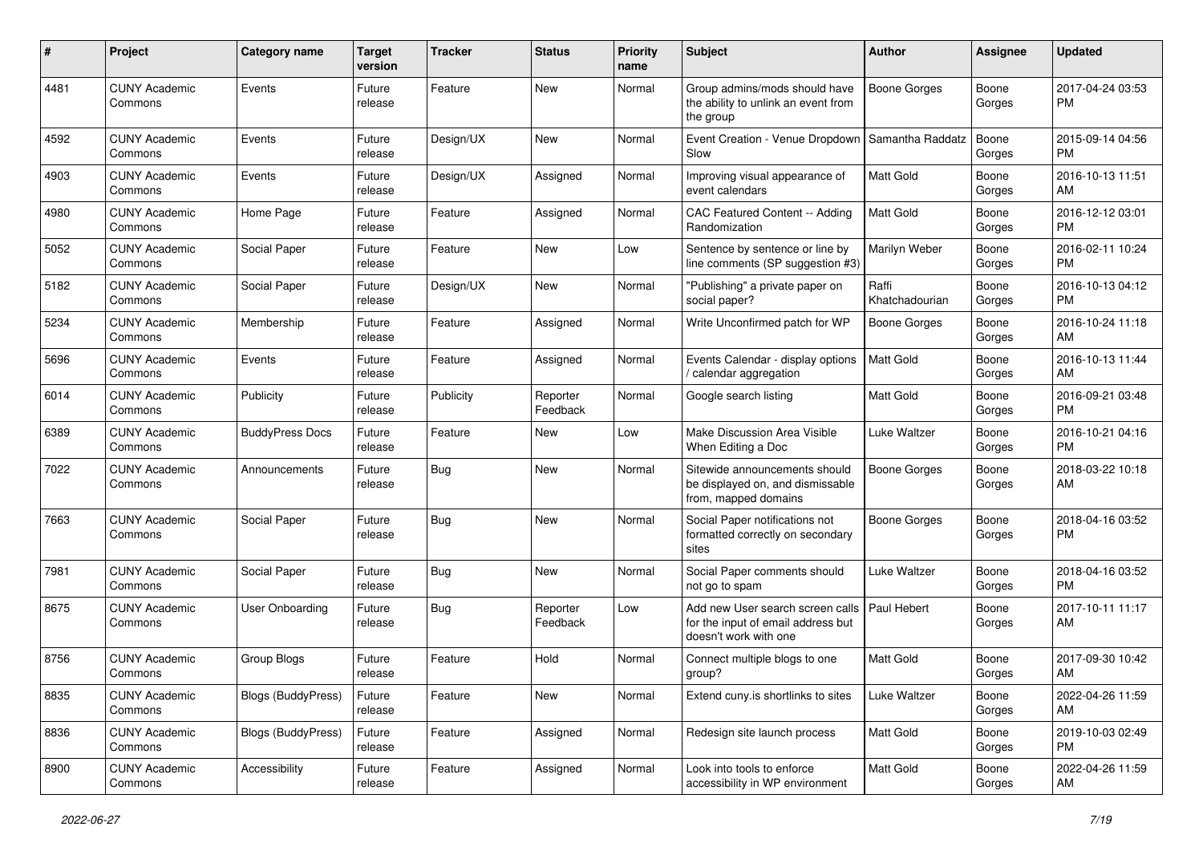| # | Project | Category name | Target version | Tracker | Status | Priority name | Subject | Author | Assignee | Updated |
|---|---|---|---|---|---|---|---|---|---|---|
| 4481 | CUNY Academic Commons | Events | Future release | Feature | New | Normal | Group admins/mods should have the ability to unlink an event from the group | Boone Gorges | Boone Gorges | 2017-04-24 03:53 PM |
| 4592 | CUNY Academic Commons | Events | Future release | Design/UX | New | Normal | Event Creation - Venue Dropdown Slow | Samantha Raddatz | Boone Gorges | 2015-09-14 04:56 PM |
| 4903 | CUNY Academic Commons | Events | Future release | Design/UX | Assigned | Normal | Improving visual appearance of event calendars | Matt Gold | Boone Gorges | 2016-10-13 11:51 AM |
| 4980 | CUNY Academic Commons | Home Page | Future release | Feature | Assigned | Normal | CAC Featured Content -- Adding Randomization | Matt Gold | Boone Gorges | 2016-12-12 03:01 PM |
| 5052 | CUNY Academic Commons | Social Paper | Future release | Feature | New | Low | Sentence by sentence or line by line comments (SP suggestion #3) | Marilyn Weber | Boone Gorges | 2016-02-11 10:24 PM |
| 5182 | CUNY Academic Commons | Social Paper | Future release | Design/UX | New | Normal | "Publishing" a private paper on social paper? | Raffi Khatchadourian | Boone Gorges | 2016-10-13 04:12 PM |
| 5234 | CUNY Academic Commons | Membership | Future release | Feature | Assigned | Normal | Write Unconfirmed patch for WP | Boone Gorges | Boone Gorges | 2016-10-24 11:18 AM |
| 5696 | CUNY Academic Commons | Events | Future release | Feature | Assigned | Normal | Events Calendar - display options / calendar aggregation | Matt Gold | Boone Gorges | 2016-10-13 11:44 AM |
| 6014 | CUNY Academic Commons | Publicity | Future release | Publicity | Reporter Feedback | Normal | Google search listing | Matt Gold | Boone Gorges | 2016-09-21 03:48 PM |
| 6389 | CUNY Academic Commons | BuddyPress Docs | Future release | Feature | New | Low | Make Discussion Area Visible When Editing a Doc | Luke Waltzer | Boone Gorges | 2016-10-21 04:16 PM |
| 7022 | CUNY Academic Commons | Announcements | Future release | Bug | New | Normal | Sitewide announcements should be displayed on, and dismissable from, mapped domains | Boone Gorges | Boone Gorges | 2018-03-22 10:18 AM |
| 7663 | CUNY Academic Commons | Social Paper | Future release | Bug | New | Normal | Social Paper notifications not formatted correctly on secondary sites | Boone Gorges | Boone Gorges | 2018-04-16 03:52 PM |
| 7981 | CUNY Academic Commons | Social Paper | Future release | Bug | New | Normal | Social Paper comments should not go to spam | Luke Waltzer | Boone Gorges | 2018-04-16 03:52 PM |
| 8675 | CUNY Academic Commons | User Onboarding | Future release | Bug | Reporter Feedback | Low | Add new User search screen calls for the input of email address but doesn't work with one | Paul Hebert | Boone Gorges | 2017-10-11 11:17 AM |
| 8756 | CUNY Academic Commons | Group Blogs | Future release | Feature | Hold | Normal | Connect multiple blogs to one group? | Matt Gold | Boone Gorges | 2017-09-30 10:42 AM |
| 8835 | CUNY Academic Commons | Blogs (BuddyPress) | Future release | Feature | New | Normal | Extend cuny.is shortlinks to sites | Luke Waltzer | Boone Gorges | 2022-04-26 11:59 AM |
| 8836 | CUNY Academic Commons | Blogs (BuddyPress) | Future release | Feature | Assigned | Normal | Redesign site launch process | Matt Gold | Boone Gorges | 2019-10-03 02:49 PM |
| 8900 | CUNY Academic Commons | Accessibility | Future release | Feature | Assigned | Normal | Look into tools to enforce accessibility in WP environment | Matt Gold | Boone Gorges | 2022-04-26 11:59 AM |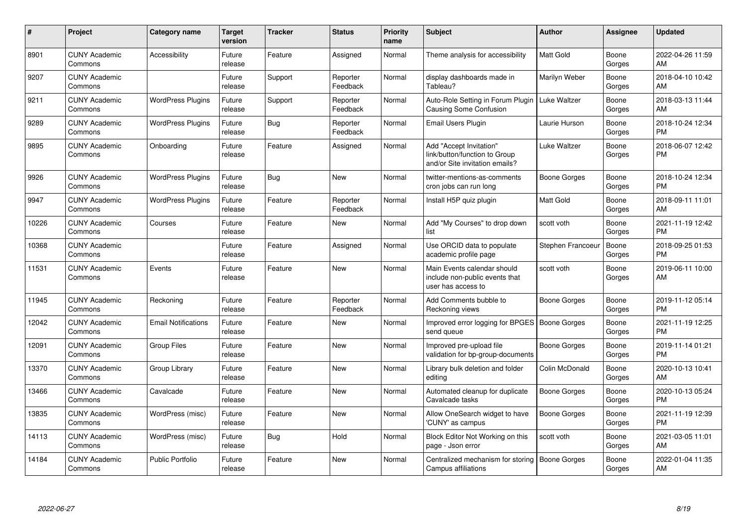| # | Project | Category name | Target version | Tracker | Status | Priority name | Subject | Author | Assignee | Updated |
|---|---|---|---|---|---|---|---|---|---|---|
| 8901 | CUNY Academic Commons | Accessibility | Future release | Feature | Assigned | Normal | Theme analysis for accessibility | Matt Gold | Boone Gorges | 2022-04-26 11:59 AM |
| 9207 | CUNY Academic Commons | | Future release | Support | Reporter Feedback | Normal | display dashboards made in Tableau? | Marilyn Weber | Boone Gorges | 2018-04-10 10:42 AM |
| 9211 | CUNY Academic Commons | WordPress Plugins | Future release | Support | Reporter Feedback | Normal | Auto-Role Setting in Forum Plugin Causing Some Confusion | Luke Waltzer | Boone Gorges | 2018-03-13 11:44 AM |
| 9289 | CUNY Academic Commons | WordPress Plugins | Future release | Bug | Reporter Feedback | Normal | Email Users Plugin | Laurie Hurson | Boone Gorges | 2018-10-24 12:34 PM |
| 9895 | CUNY Academic Commons | Onboarding | Future release | Feature | Assigned | Normal | Add "Accept Invitation" link/button/function to Group and/or Site invitation emails? | Luke Waltzer | Boone Gorges | 2018-06-07 12:42 PM |
| 9926 | CUNY Academic Commons | WordPress Plugins | Future release | Bug | New | Normal | twitter-mentions-as-comments cron jobs can run long | Boone Gorges | Boone Gorges | 2018-10-24 12:34 PM |
| 9947 | CUNY Academic Commons | WordPress Plugins | Future release | Feature | Reporter Feedback | Normal | Install H5P quiz plugin | Matt Gold | Boone Gorges | 2018-09-11 11:01 AM |
| 10226 | CUNY Academic Commons | Courses | Future release | Feature | New | Normal | Add "My Courses" to drop down list | scott voth | Boone Gorges | 2021-11-19 12:42 PM |
| 10368 | CUNY Academic Commons | | Future release | Feature | Assigned | Normal | Use ORCID data to populate academic profile page | Stephen Francoeur | Boone Gorges | 2018-09-25 01:53 PM |
| 11531 | CUNY Academic Commons | Events | Future release | Feature | New | Normal | Main Events calendar should include non-public events that user has access to | scott voth | Boone Gorges | 2019-06-11 10:00 AM |
| 11945 | CUNY Academic Commons | Reckoning | Future release | Feature | Reporter Feedback | Normal | Add Comments bubble to Reckoning views | Boone Gorges | Boone Gorges | 2019-11-12 05:14 PM |
| 12042 | CUNY Academic Commons | Email Notifications | Future release | Feature | New | Normal | Improved error logging for BPGES send queue | Boone Gorges | Boone Gorges | 2021-11-19 12:25 PM |
| 12091 | CUNY Academic Commons | Group Files | Future release | Feature | New | Normal | Improved pre-upload file validation for bp-group-documents | Boone Gorges | Boone Gorges | 2019-11-14 01:21 PM |
| 13370 | CUNY Academic Commons | Group Library | Future release | Feature | New | Normal | Library bulk deletion and folder editing | Colin McDonald | Boone Gorges | 2020-10-13 10:41 AM |
| 13466 | CUNY Academic Commons | Cavalcade | Future release | Feature | New | Normal | Automated cleanup for duplicate Cavalcade tasks | Boone Gorges | Boone Gorges | 2020-10-13 05:24 PM |
| 13835 | CUNY Academic Commons | WordPress (misc) | Future release | Feature | New | Normal | Allow OneSearch widget to have 'CUNY' as campus | Boone Gorges | Boone Gorges | 2021-11-19 12:39 PM |
| 14113 | CUNY Academic Commons | WordPress (misc) | Future release | Bug | Hold | Normal | Block Editor Not Working on this page - Json error | scott voth | Boone Gorges | 2021-03-05 11:01 AM |
| 14184 | CUNY Academic Commons | Public Portfolio | Future release | Feature | New | Normal | Centralized mechanism for storing Campus affiliations | Boone Gorges | Boone Gorges | 2022-01-04 11:35 AM |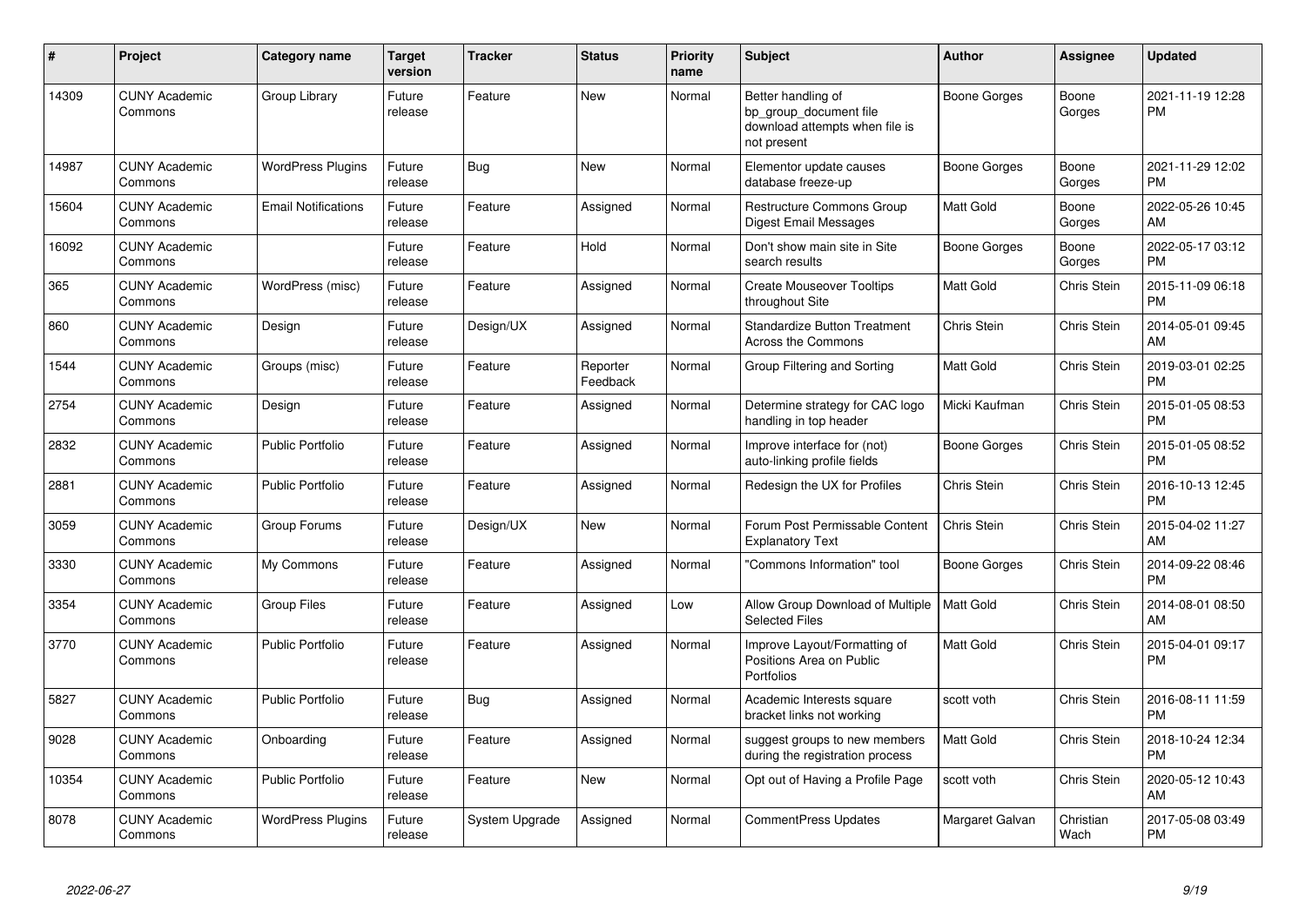| # | Project | Category name | Target version | Tracker | Status | Priority name | Subject | Author | Assignee | Updated |
|---|---|---|---|---|---|---|---|---|---|---|
| 14309 | CUNY Academic Commons | Group Library | Future release | Feature | New | Normal | Better handling of bp_group_document file download attempts when file is not present | Boone Gorges | Boone Gorges | 2021-11-19 12:28 PM |
| 14987 | CUNY Academic Commons | WordPress Plugins | Future release | Bug | New | Normal | Elementor update causes database freeze-up | Boone Gorges | Boone Gorges | 2021-11-29 12:02 PM |
| 15604 | CUNY Academic Commons | Email Notifications | Future release | Feature | Assigned | Normal | Restructure Commons Group Digest Email Messages | Matt Gold | Boone Gorges | 2022-05-26 10:45 AM |
| 16092 | CUNY Academic Commons | | Future release | Feature | Hold | Normal | Don't show main site in Site search results | Boone Gorges | Boone Gorges | 2022-05-17 03:12 PM |
| 365 | CUNY Academic Commons | WordPress (misc) | Future release | Feature | Assigned | Normal | Create Mouseover Tooltips throughout Site | Matt Gold | Chris Stein | 2015-11-09 06:18 PM |
| 860 | CUNY Academic Commons | Design | Future release | Design/UX | Assigned | Normal | Standardize Button Treatment Across the Commons | Chris Stein | Chris Stein | 2014-05-01 09:45 AM |
| 1544 | CUNY Academic Commons | Groups (misc) | Future release | Feature | Reporter Feedback | Normal | Group Filtering and Sorting | Matt Gold | Chris Stein | 2019-03-01 02:25 PM |
| 2754 | CUNY Academic Commons | Design | Future release | Feature | Assigned | Normal | Determine strategy for CAC logo handling in top header | Micki Kaufman | Chris Stein | 2015-01-05 08:53 PM |
| 2832 | CUNY Academic Commons | Public Portfolio | Future release | Feature | Assigned | Normal | Improve interface for (not) auto-linking profile fields | Boone Gorges | Chris Stein | 2015-01-05 08:52 PM |
| 2881 | CUNY Academic Commons | Public Portfolio | Future release | Feature | Assigned | Normal | Redesign the UX for Profiles | Chris Stein | Chris Stein | 2016-10-13 12:45 PM |
| 3059 | CUNY Academic Commons | Group Forums | Future release | Design/UX | New | Normal | Forum Post Permissable Content Explanatory Text | Chris Stein | Chris Stein | 2015-04-02 11:27 AM |
| 3330 | CUNY Academic Commons | My Commons | Future release | Feature | Assigned | Normal | "Commons Information" tool | Boone Gorges | Chris Stein | 2014-09-22 08:46 PM |
| 3354 | CUNY Academic Commons | Group Files | Future release | Feature | Assigned | Low | Allow Group Download of Multiple Selected Files | Matt Gold | Chris Stein | 2014-08-01 08:50 AM |
| 3770 | CUNY Academic Commons | Public Portfolio | Future release | Feature | Assigned | Normal | Improve Layout/Formatting of Positions Area on Public Portfolios | Matt Gold | Chris Stein | 2015-04-01 09:17 PM |
| 5827 | CUNY Academic Commons | Public Portfolio | Future release | Bug | Assigned | Normal | Academic Interests square bracket links not working | scott voth | Chris Stein | 2016-08-11 11:59 PM |
| 9028 | CUNY Academic Commons | Onboarding | Future release | Feature | Assigned | Normal | suggest groups to new members during the registration process | Matt Gold | Chris Stein | 2018-10-24 12:34 PM |
| 10354 | CUNY Academic Commons | Public Portfolio | Future release | Feature | New | Normal | Opt out of Having a Profile Page | scott voth | Chris Stein | 2020-05-12 10:43 AM |
| 8078 | CUNY Academic Commons | WordPress Plugins | Future release | System Upgrade | Assigned | Normal | CommentPress Updates | Margaret Galvan | Christian Wach | 2017-05-08 03:49 PM |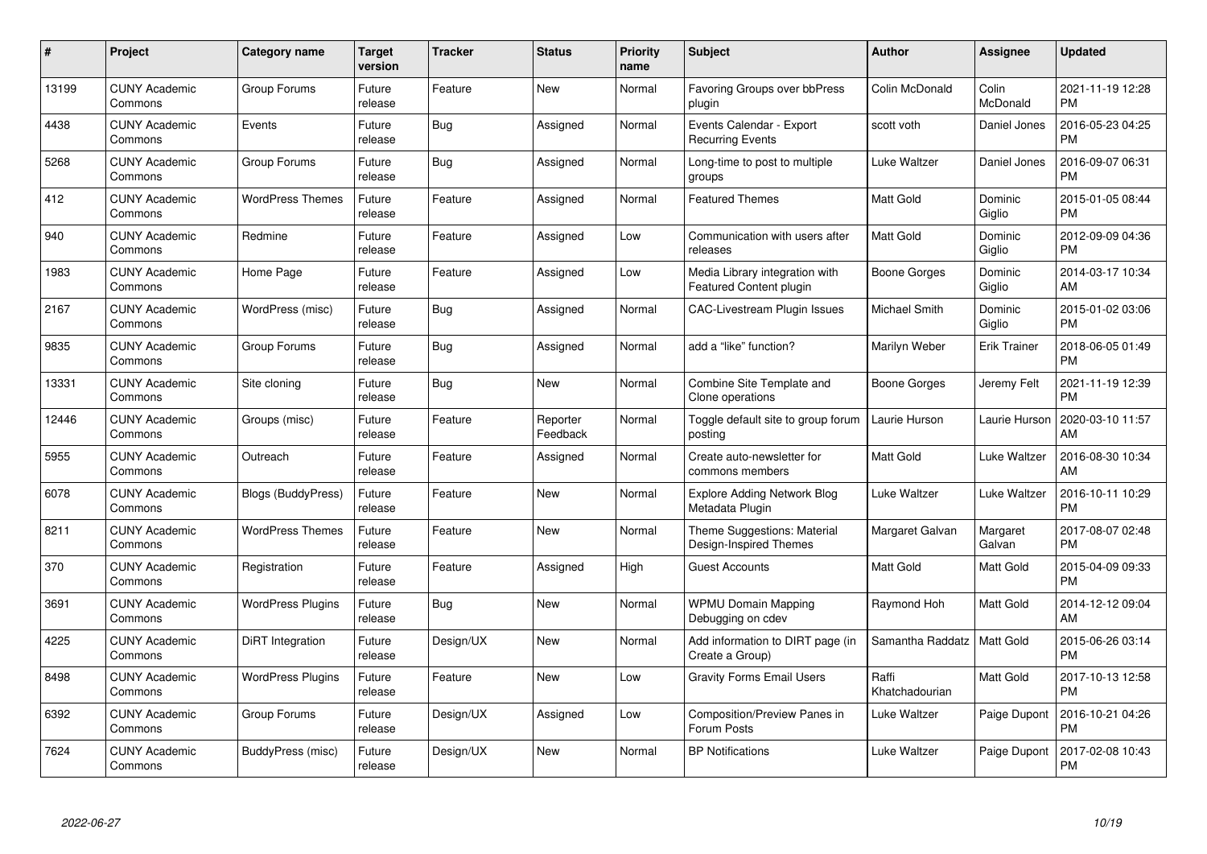| # | Project | Category name | Target version | Tracker | Status | Priority name | Subject | Author | Assignee | Updated |
|---|---|---|---|---|---|---|---|---|---|---|
| 13199 | CUNY Academic Commons | Group Forums | Future release | Feature | New | Normal | Favoring Groups over bbPress plugin | Colin McDonald | Colin McDonald | 2021-11-19 12:28 PM |
| 4438 | CUNY Academic Commons | Events | Future release | Bug | Assigned | Normal | Events Calendar - Export Recurring Events | scott voth | Daniel Jones | 2016-05-23 04:25 PM |
| 5268 | CUNY Academic Commons | Group Forums | Future release | Bug | Assigned | Normal | Long-time to post to multiple groups | Luke Waltzer | Daniel Jones | 2016-09-07 06:31 PM |
| 412 | CUNY Academic Commons | WordPress Themes | Future release | Feature | Assigned | Normal | Featured Themes | Matt Gold | Dominic Giglio | 2015-01-05 08:44 PM |
| 940 | CUNY Academic Commons | Redmine | Future release | Feature | Assigned | Low | Communication with users after releases | Matt Gold | Dominic Giglio | 2012-09-09 04:36 PM |
| 1983 | CUNY Academic Commons | Home Page | Future release | Feature | Assigned | Low | Media Library integration with Featured Content plugin | Boone Gorges | Dominic Giglio | 2014-03-17 10:34 AM |
| 2167 | CUNY Academic Commons | WordPress (misc) | Future release | Bug | Assigned | Normal | CAC-Livestream Plugin Issues | Michael Smith | Dominic Giglio | 2015-01-02 03:06 PM |
| 9835 | CUNY Academic Commons | Group Forums | Future release | Bug | Assigned | Normal | add a "like" function? | Marilyn Weber | Erik Trainer | 2018-06-05 01:49 PM |
| 13331 | CUNY Academic Commons | Site cloning | Future release | Bug | New | Normal | Combine Site Template and Clone operations | Boone Gorges | Jeremy Felt | 2021-11-19 12:39 PM |
| 12446 | CUNY Academic Commons | Groups (misc) | Future release | Feature | Reporter Feedback | Normal | Toggle default site to group forum posting | Laurie Hurson | Laurie Hurson | 2020-03-10 11:57 AM |
| 5955 | CUNY Academic Commons | Outreach | Future release | Feature | Assigned | Normal | Create auto-newsletter for commons members | Matt Gold | Luke Waltzer | 2016-08-30 10:34 AM |
| 6078 | CUNY Academic Commons | Blogs (BuddyPress) | Future release | Feature | New | Normal | Explore Adding Network Blog Metadata Plugin | Luke Waltzer | Luke Waltzer | 2016-10-11 10:29 PM |
| 8211 | CUNY Academic Commons | WordPress Themes | Future release | Feature | New | Normal | Theme Suggestions: Material Design-Inspired Themes | Margaret Galvan | Margaret Galvan | 2017-08-07 02:48 PM |
| 370 | CUNY Academic Commons | Registration | Future release | Feature | Assigned | High | Guest Accounts | Matt Gold | Matt Gold | 2015-04-09 09:33 PM |
| 3691 | CUNY Academic Commons | WordPress Plugins | Future release | Bug | New | Normal | WPMU Domain Mapping Debugging on cdev | Raymond Hoh | Matt Gold | 2014-12-12 09:04 AM |
| 4225 | CUNY Academic Commons | DiRT Integration | Future release | Design/UX | New | Normal | Add information to DIRT page (in Create a Group) | Samantha Raddatz | Matt Gold | 2015-06-26 03:14 PM |
| 8498 | CUNY Academic Commons | WordPress Plugins | Future release | Feature | New | Low | Gravity Forms Email Users | Raffi Khatchadourian | Matt Gold | 2017-10-13 12:58 PM |
| 6392 | CUNY Academic Commons | Group Forums | Future release | Design/UX | Assigned | Low | Composition/Preview Panes in Forum Posts | Luke Waltzer | Paige Dupont | 2016-10-21 04:26 PM |
| 7624 | CUNY Academic Commons | BuddyPress (misc) | Future release | Design/UX | New | Normal | BP Notifications | Luke Waltzer | Paige Dupont | 2017-02-08 10:43 PM |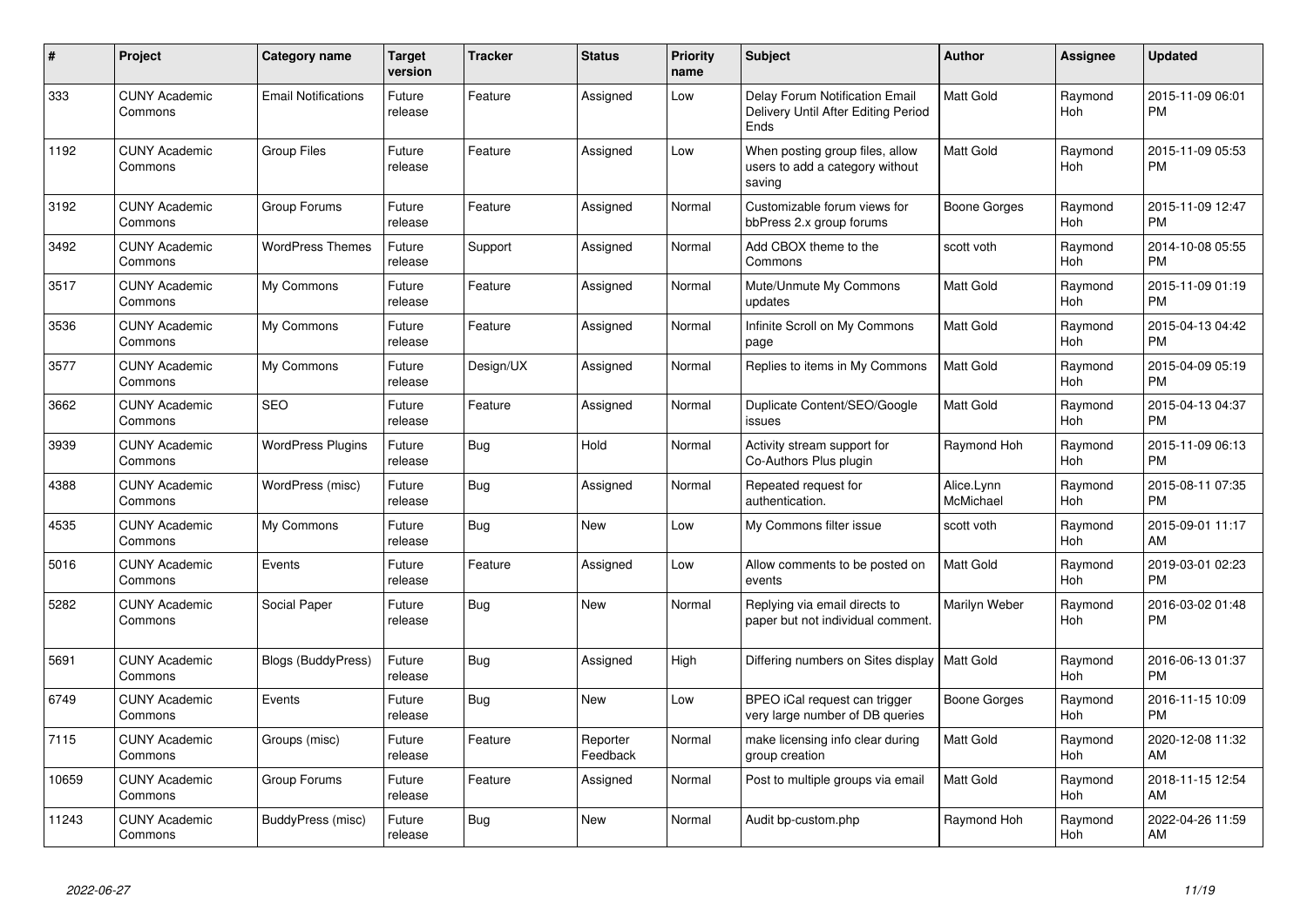| # | Project | Category name | Target version | Tracker | Status | Priority name | Subject | Author | Assignee | Updated |
|---|---|---|---|---|---|---|---|---|---|---|
| 333 | CUNY Academic Commons | Email Notifications | Future release | Feature | Assigned | Low | Delay Forum Notification Email Delivery Until After Editing Period Ends | Matt Gold | Raymond Hoh | 2015-11-09 06:01 PM |
| 1192 | CUNY Academic Commons | Group Files | Future release | Feature | Assigned | Low | When posting group files, allow users to add a category without saving | Matt Gold | Raymond Hoh | 2015-11-09 05:53 PM |
| 3192 | CUNY Academic Commons | Group Forums | Future release | Feature | Assigned | Normal | Customizable forum views for bbPress 2.x group forums | Boone Gorges | Raymond Hoh | 2015-11-09 12:47 PM |
| 3492 | CUNY Academic Commons | WordPress Themes | Future release | Support | Assigned | Normal | Add CBOX theme to the Commons | scott voth | Raymond Hoh | 2014-10-08 05:55 PM |
| 3517 | CUNY Academic Commons | My Commons | Future release | Feature | Assigned | Normal | Mute/Unmute My Commons updates | Matt Gold | Raymond Hoh | 2015-11-09 01:19 PM |
| 3536 | CUNY Academic Commons | My Commons | Future release | Feature | Assigned | Normal | Infinite Scroll on My Commons page | Matt Gold | Raymond Hoh | 2015-04-13 04:42 PM |
| 3577 | CUNY Academic Commons | My Commons | Future release | Design/UX | Assigned | Normal | Replies to items in My Commons | Matt Gold | Raymond Hoh | 2015-04-09 05:19 PM |
| 3662 | CUNY Academic Commons | SEO | Future release | Feature | Assigned | Normal | Duplicate Content/SEO/Google issues | Matt Gold | Raymond Hoh | 2015-04-13 04:37 PM |
| 3939 | CUNY Academic Commons | WordPress Plugins | Future release | Bug | Hold | Normal | Activity stream support for Co-Authors Plus plugin | Raymond Hoh | Raymond Hoh | 2015-11-09 06:13 PM |
| 4388 | CUNY Academic Commons | WordPress (misc) | Future release | Bug | Assigned | Normal | Repeated request for authentication. | Alice.Lynn McMichael | Raymond Hoh | 2015-08-11 07:35 PM |
| 4535 | CUNY Academic Commons | My Commons | Future release | Bug | New | Low | My Commons filter issue | scott voth | Raymond Hoh | 2015-09-01 11:17 AM |
| 5016 | CUNY Academic Commons | Events | Future release | Feature | Assigned | Low | Allow comments to be posted on events | Matt Gold | Raymond Hoh | 2019-03-01 02:23 PM |
| 5282 | CUNY Academic Commons | Social Paper | Future release | Bug | New | Normal | Replying via email directs to paper but not individual comment. | Marilyn Weber | Raymond Hoh | 2016-03-02 01:48 PM |
| 5691 | CUNY Academic Commons | Blogs (BuddyPress) | Future release | Bug | Assigned | High | Differing numbers on Sites display | Matt Gold | Raymond Hoh | 2016-06-13 01:37 PM |
| 6749 | CUNY Academic Commons | Events | Future release | Bug | New | Low | BPEO iCal request can trigger very large number of DB queries | Boone Gorges | Raymond Hoh | 2016-11-15 10:09 PM |
| 7115 | CUNY Academic Commons | Groups (misc) | Future release | Feature | Reporter Feedback | Normal | make licensing info clear during group creation | Matt Gold | Raymond Hoh | 2020-12-08 11:32 AM |
| 10659 | CUNY Academic Commons | Group Forums | Future release | Feature | Assigned | Normal | Post to multiple groups via email | Matt Gold | Raymond Hoh | 2018-11-15 12:54 AM |
| 11243 | CUNY Academic Commons | BuddyPress (misc) | Future release | Bug | New | Normal | Audit bp-custom.php | Raymond Hoh | Raymond Hoh | 2022-04-26 11:59 AM |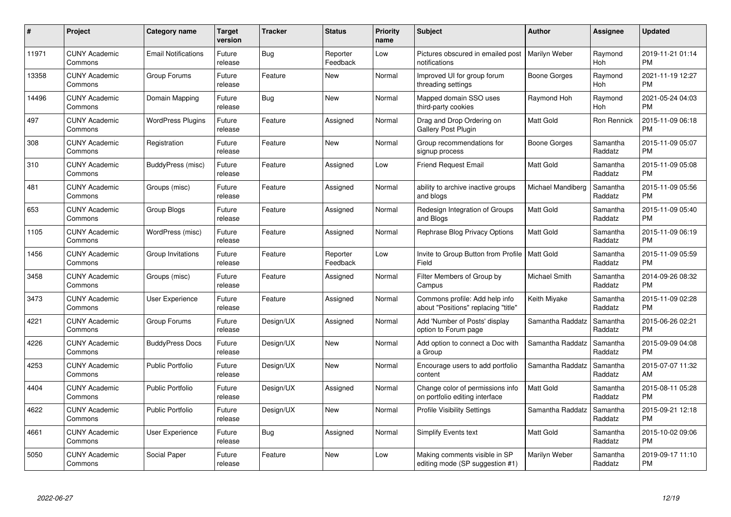| # | Project | Category name | Target version | Tracker | Status | Priority name | Subject | Author | Assignee | Updated |
|---|---|---|---|---|---|---|---|---|---|---|
| 11971 | CUNY Academic Commons | Email Notifications | Future release | Bug | Reporter Feedback | Low | Pictures obscured in emailed post notifications | Marilyn Weber | Raymond Hoh | 2019-11-21 01:14 PM |
| 13358 | CUNY Academic Commons | Group Forums | Future release | Feature | New | Normal | Improved UI for group forum threading settings | Boone Gorges | Raymond Hoh | 2021-11-19 12:27 PM |
| 14496 | CUNY Academic Commons | Domain Mapping | Future release | Bug | New | Normal | Mapped domain SSO uses third-party cookies | Raymond Hoh | Raymond Hoh | 2021-05-24 04:03 PM |
| 497 | CUNY Academic Commons | WordPress Plugins | Future release | Feature | Assigned | Normal | Drag and Drop Ordering on Gallery Post Plugin | Matt Gold | Ron Rennick | 2015-11-09 06:18 PM |
| 308 | CUNY Academic Commons | Registration | Future release | Feature | New | Normal | Group recommendations for signup process | Boone Gorges | Samantha Raddatz | 2015-11-09 05:07 PM |
| 310 | CUNY Academic Commons | BuddyPress (misc) | Future release | Feature | Assigned | Low | Friend Request Email | Matt Gold | Samantha Raddatz | 2015-11-09 05:08 PM |
| 481 | CUNY Academic Commons | Groups (misc) | Future release | Feature | Assigned | Normal | ability to archive inactive groups and blogs | Michael Mandiberg | Samantha Raddatz | 2015-11-09 05:56 PM |
| 653 | CUNY Academic Commons | Group Blogs | Future release | Feature | Assigned | Normal | Redesign Integration of Groups and Blogs | Matt Gold | Samantha Raddatz | 2015-11-09 05:40 PM |
| 1105 | CUNY Academic Commons | WordPress (misc) | Future release | Feature | Assigned | Normal | Rephrase Blog Privacy Options | Matt Gold | Samantha Raddatz | 2015-11-09 06:19 PM |
| 1456 | CUNY Academic Commons | Group Invitations | Future release | Feature | Reporter Feedback | Low | Invite to Group Button from Profile Field | Matt Gold | Samantha Raddatz | 2015-11-09 05:59 PM |
| 3458 | CUNY Academic Commons | Groups (misc) | Future release | Feature | Assigned | Normal | Filter Members of Group by Campus | Michael Smith | Samantha Raddatz | 2014-09-26 08:32 PM |
| 3473 | CUNY Academic Commons | User Experience | Future release | Feature | Assigned | Normal | Commons profile: Add help info about "Positions" replacing "title" | Keith Miyake | Samantha Raddatz | 2015-11-09 02:28 PM |
| 4221 | CUNY Academic Commons | Group Forums | Future release | Design/UX | Assigned | Normal | Add 'Number of Posts' display option to Forum page | Samantha Raddatz | Samantha Raddatz | 2015-06-26 02:21 PM |
| 4226 | CUNY Academic Commons | BuddyPress Docs | Future release | Design/UX | New | Normal | Add option to connect a Doc with a Group | Samantha Raddatz | Samantha Raddatz | 2015-09-09 04:08 PM |
| 4253 | CUNY Academic Commons | Public Portfolio | Future release | Design/UX | New | Normal | Encourage users to add portfolio content | Samantha Raddatz | Samantha Raddatz | 2015-07-07 11:32 AM |
| 4404 | CUNY Academic Commons | Public Portfolio | Future release | Design/UX | Assigned | Normal | Change color of permissions info on portfolio editing interface | Matt Gold | Samantha Raddatz | 2015-08-11 05:28 PM |
| 4622 | CUNY Academic Commons | Public Portfolio | Future release | Design/UX | New | Normal | Profile Visibility Settings | Samantha Raddatz | Samantha Raddatz | 2015-09-21 12:18 PM |
| 4661 | CUNY Academic Commons | User Experience | Future release | Bug | Assigned | Normal | Simplify Events text | Matt Gold | Samantha Raddatz | 2015-10-02 09:06 PM |
| 5050 | CUNY Academic Commons | Social Paper | Future release | Feature | New | Low | Making comments visible in SP editing mode (SP suggestion #1) | Marilyn Weber | Samantha Raddatz | 2019-09-17 11:10 PM |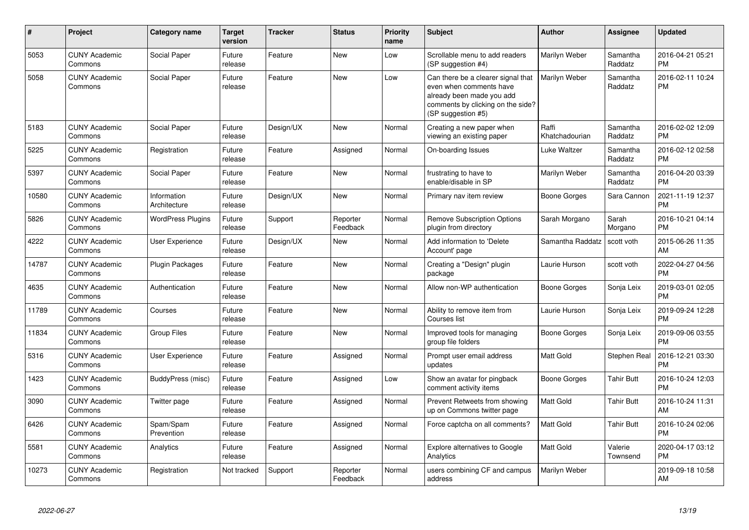| # | Project | Category name | Target version | Tracker | Status | Priority name | Subject | Author | Assignee | Updated |
|---|---|---|---|---|---|---|---|---|---|---|
| 5053 | CUNY Academic Commons | Social Paper | Future release | Feature | New | Low | Scrollable menu to add readers (SP suggestion #4) | Marilyn Weber | Samantha Raddatz | 2016-04-21 05:21 PM |
| 5058 | CUNY Academic Commons | Social Paper | Future release | Feature | New | Low | Can there be a clearer signal that even when comments have already been made you add comments by clicking on the side? (SP suggestion #5) | Marilyn Weber | Samantha Raddatz | 2016-02-11 10:24 PM |
| 5183 | CUNY Academic Commons | Social Paper | Future release | Design/UX | New | Normal | Creating a new paper when viewing an existing paper | Raffi Khatchadourian | Samantha Raddatz | 2016-02-02 12:09 PM |
| 5225 | CUNY Academic Commons | Registration | Future release | Feature | Assigned | Normal | On-boarding Issues | Luke Waltzer | Samantha Raddatz | 2016-02-12 02:58 PM |
| 5397 | CUNY Academic Commons | Social Paper | Future release | Feature | New | Normal | frustrating to have to enable/disable in SP | Marilyn Weber | Samantha Raddatz | 2016-04-20 03:39 PM |
| 10580 | CUNY Academic Commons | Information Architecture | Future release | Design/UX | New | Normal | Primary nav item review | Boone Gorges | Sara Cannon | 2021-11-19 12:37 PM |
| 5826 | CUNY Academic Commons | WordPress Plugins | Future release | Support | Reporter Feedback | Normal | Remove Subscription Options plugin from directory | Sarah Morgano | Sarah Morgano | 2016-10-21 04:14 PM |
| 4222 | CUNY Academic Commons | User Experience | Future release | Design/UX | New | Normal | Add information to 'Delete Account' page | Samantha Raddatz | scott voth | 2015-06-26 11:35 AM |
| 14787 | CUNY Academic Commons | Plugin Packages | Future release | Feature | New | Normal | Creating a "Design" plugin package | Laurie Hurson | scott voth | 2022-04-27 04:56 PM |
| 4635 | CUNY Academic Commons | Authentication | Future release | Feature | New | Normal | Allow non-WP authentication | Boone Gorges | Sonja Leix | 2019-03-01 02:05 PM |
| 11789 | CUNY Academic Commons | Courses | Future release | Feature | New | Normal | Ability to remove item from Courses list | Laurie Hurson | Sonja Leix | 2019-09-24 12:28 PM |
| 11834 | CUNY Academic Commons | Group Files | Future release | Feature | New | Normal | Improved tools for managing group file folders | Boone Gorges | Sonja Leix | 2019-09-06 03:55 PM |
| 5316 | CUNY Academic Commons | User Experience | Future release | Feature | Assigned | Normal | Prompt user email address updates | Matt Gold | Stephen Real | 2016-12-21 03:30 PM |
| 1423 | CUNY Academic Commons | BuddyPress (misc) | Future release | Feature | Assigned | Low | Show an avatar for pingback comment activity items | Boone Gorges | Tahir Butt | 2016-10-24 12:03 PM |
| 3090 | CUNY Academic Commons | Twitter page | Future release | Feature | Assigned | Normal | Prevent Retweets from showing up on Commons twitter page | Matt Gold | Tahir Butt | 2016-10-24 11:31 AM |
| 6426 | CUNY Academic Commons | Spam/Spam Prevention | Future release | Feature | Assigned | Normal | Force captcha on all comments? | Matt Gold | Tahir Butt | 2016-10-24 02:06 PM |
| 5581 | CUNY Academic Commons | Analytics | Future release | Feature | Assigned | Normal | Explore alternatives to Google Analytics | Matt Gold | Valerie Townsend | 2020-04-17 03:12 PM |
| 10273 | CUNY Academic Commons | Registration | Not tracked | Support | Reporter Feedback | Normal | users combining CF and campus address | Marilyn Weber | | 2019-09-18 10:58 AM |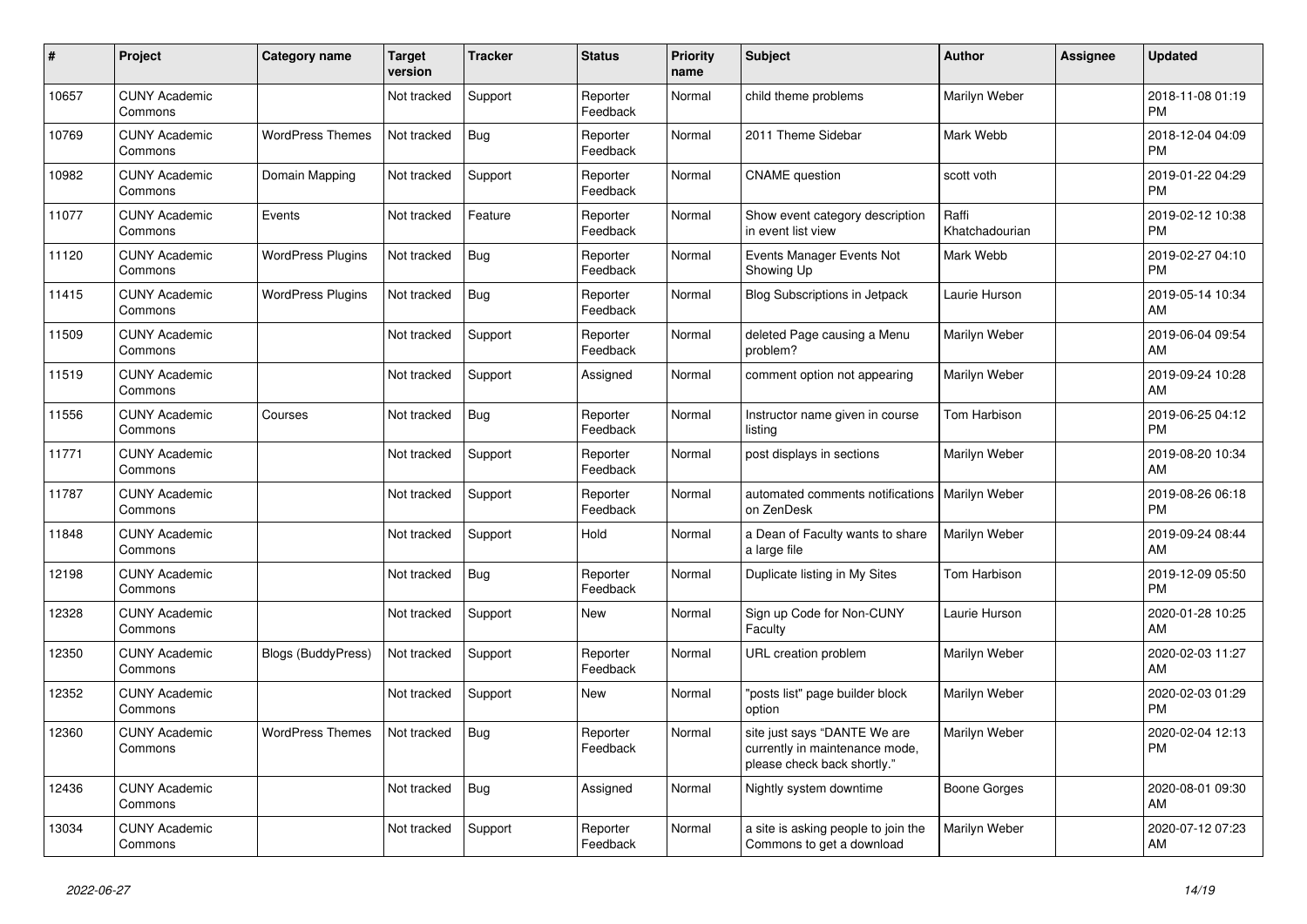| # | Project | Category name | Target version | Tracker | Status | Priority name | Subject | Author | Assignee | Updated |
|---|---|---|---|---|---|---|---|---|---|---|
| 10657 | CUNY Academic Commons | | Not tracked | Support | Reporter Feedback | Normal | child theme problems | Marilyn Weber | | 2018-11-08 01:19 PM |
| 10769 | CUNY Academic Commons | WordPress Themes | Not tracked | Bug | Reporter Feedback | Normal | 2011 Theme Sidebar | Mark Webb | | 2018-12-04 04:09 PM |
| 10982 | CUNY Academic Commons | Domain Mapping | Not tracked | Support | Reporter Feedback | Normal | CNAME question | scott voth | | 2019-01-22 04:29 PM |
| 11077 | CUNY Academic Commons | Events | Not tracked | Feature | Reporter Feedback | Normal | Show event category description in event list view | Raffi Khatchadourian | | 2019-02-12 10:38 PM |
| 11120 | CUNY Academic Commons | WordPress Plugins | Not tracked | Bug | Reporter Feedback | Normal | Events Manager Events Not Showing Up | Mark Webb | | 2019-02-27 04:10 PM |
| 11415 | CUNY Academic Commons | WordPress Plugins | Not tracked | Bug | Reporter Feedback | Normal | Blog Subscriptions in Jetpack | Laurie Hurson | | 2019-05-14 10:34 AM |
| 11509 | CUNY Academic Commons | | Not tracked | Support | Reporter Feedback | Normal | deleted Page causing a Menu problem? | Marilyn Weber | | 2019-06-04 09:54 AM |
| 11519 | CUNY Academic Commons | | Not tracked | Support | Assigned | Normal | comment option not appearing | Marilyn Weber | | 2019-09-24 10:28 AM |
| 11556 | CUNY Academic Commons | Courses | Not tracked | Bug | Reporter Feedback | Normal | Instructor name given in course listing | Tom Harbison | | 2019-06-25 04:12 PM |
| 11771 | CUNY Academic Commons | | Not tracked | Support | Reporter Feedback | Normal | post displays in sections | Marilyn Weber | | 2019-08-20 10:34 AM |
| 11787 | CUNY Academic Commons | | Not tracked | Support | Reporter Feedback | Normal | automated comments notifications on ZenDesk | Marilyn Weber | | 2019-08-26 06:18 PM |
| 11848 | CUNY Academic Commons | | Not tracked | Support | Hold | Normal | a Dean of Faculty wants to share a large file | Marilyn Weber | | 2019-09-24 08:44 AM |
| 12198 | CUNY Academic Commons | | Not tracked | Bug | Reporter Feedback | Normal | Duplicate listing in My Sites | Tom Harbison | | 2019-12-09 05:50 PM |
| 12328 | CUNY Academic Commons | | Not tracked | Support | New | Normal | Sign up Code for Non-CUNY Faculty | Laurie Hurson | | 2020-01-28 10:25 AM |
| 12350 | CUNY Academic Commons | Blogs (BuddyPress) | Not tracked | Support | Reporter Feedback | Normal | URL creation problem | Marilyn Weber | | 2020-02-03 11:27 AM |
| 12352 | CUNY Academic Commons | | Not tracked | Support | New | Normal | "posts list" page builder block option | Marilyn Weber | | 2020-02-03 01:29 PM |
| 12360 | CUNY Academic Commons | WordPress Themes | Not tracked | Bug | Reporter Feedback | Normal | site just says "DANTE We are currently in maintenance mode, please check back shortly." | Marilyn Weber | | 2020-02-04 12:13 PM |
| 12436 | CUNY Academic Commons | | Not tracked | Bug | Assigned | Normal | Nightly system downtime | Boone Gorges | | 2020-08-01 09:30 AM |
| 13034 | CUNY Academic Commons | | Not tracked | Support | Reporter Feedback | Normal | a site is asking people to join the Commons to get a download | Marilyn Weber | | 2020-07-12 07:23 AM |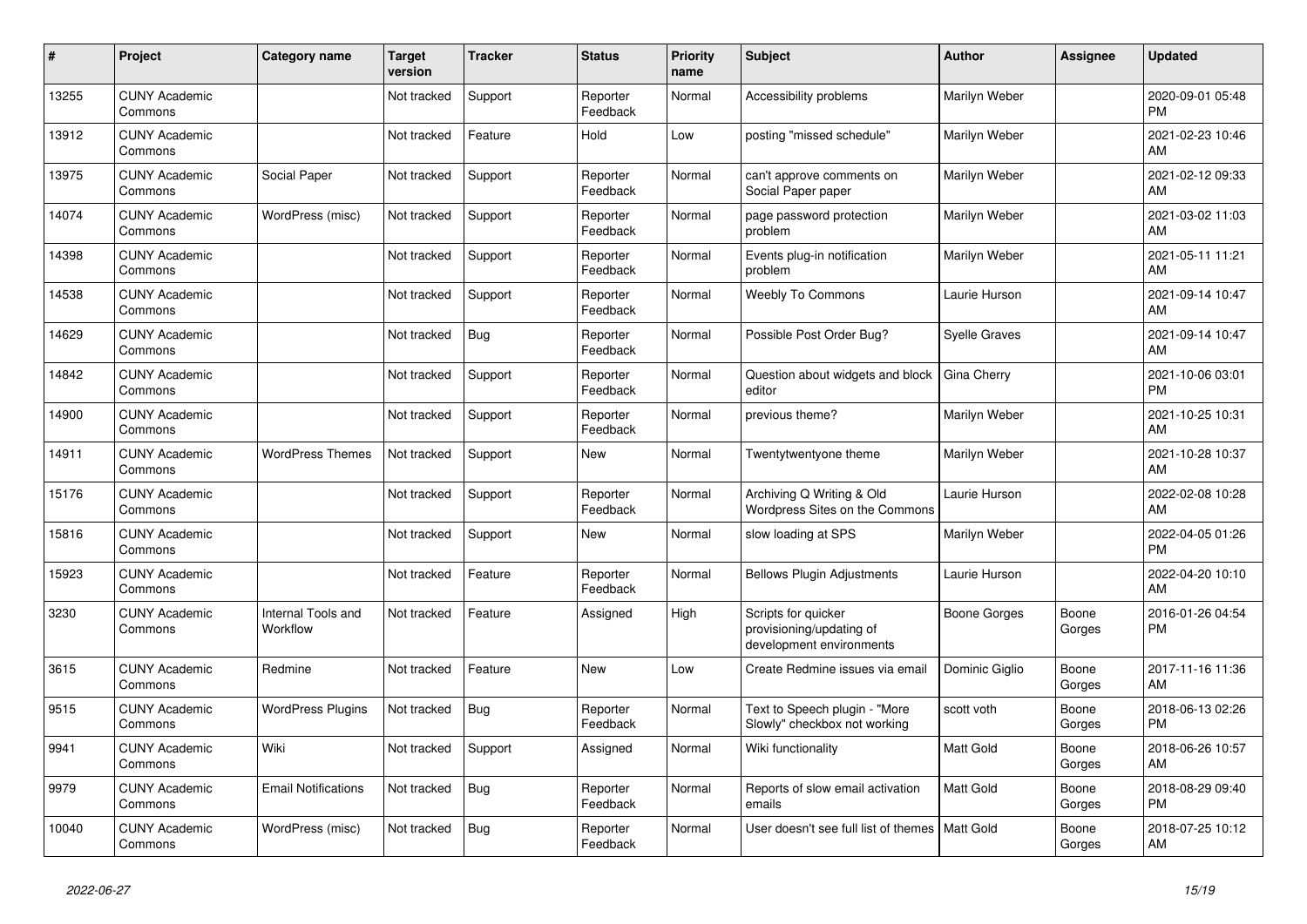| # | Project | Category name | Target version | Tracker | Status | Priority name | Subject | Author | Assignee | Updated |
|---|---|---|---|---|---|---|---|---|---|---|
| 13255 | CUNY Academic Commons | | Not tracked | Support | Reporter Feedback | Normal | Accessibility problems | Marilyn Weber | | 2020-09-01 05:48 PM |
| 13912 | CUNY Academic Commons | | Not tracked | Feature | Hold | Low | posting "missed schedule" | Marilyn Weber | | 2021-02-23 10:46 AM |
| 13975 | CUNY Academic Commons | Social Paper | Not tracked | Support | Reporter Feedback | Normal | can't approve comments on Social Paper paper | Marilyn Weber | | 2021-02-12 09:33 AM |
| 14074 | CUNY Academic Commons | WordPress (misc) | Not tracked | Support | Reporter Feedback | Normal | page password protection problem | Marilyn Weber | | 2021-03-02 11:03 AM |
| 14398 | CUNY Academic Commons | | Not tracked | Support | Reporter Feedback | Normal | Events plug-in notification problem | Marilyn Weber | | 2021-05-11 11:21 AM |
| 14538 | CUNY Academic Commons | | Not tracked | Support | Reporter Feedback | Normal | Weebly To Commons | Laurie Hurson | | 2021-09-14 10:47 AM |
| 14629 | CUNY Academic Commons | | Not tracked | Bug | Reporter Feedback | Normal | Possible Post Order Bug? | Syelle Graves | | 2021-09-14 10:47 AM |
| 14842 | CUNY Academic Commons | | Not tracked | Support | Reporter Feedback | Normal | Question about widgets and block editor | Gina Cherry | | 2021-10-06 03:01 PM |
| 14900 | CUNY Academic Commons | | Not tracked | Support | Reporter Feedback | Normal | previous theme? | Marilyn Weber | | 2021-10-25 10:31 AM |
| 14911 | CUNY Academic Commons | WordPress Themes | Not tracked | Support | New | Normal | Twentytwentyone theme | Marilyn Weber | | 2021-10-28 10:37 AM |
| 15176 | CUNY Academic Commons | | Not tracked | Support | Reporter Feedback | Normal | Archiving Q Writing & Old Wordpress Sites on the Commons | Laurie Hurson | | 2022-02-08 10:28 AM |
| 15816 | CUNY Academic Commons | | Not tracked | Support | New | Normal | slow loading at SPS | Marilyn Weber | | 2022-04-05 01:26 PM |
| 15923 | CUNY Academic Commons | | Not tracked | Feature | Reporter Feedback | Normal | Bellows Plugin Adjustments | Laurie Hurson | | 2022-04-20 10:10 AM |
| 3230 | CUNY Academic Commons | Internal Tools and Workflow | Not tracked | Feature | Assigned | High | Scripts for quicker provisioning/updating of development environments | Boone Gorges | Boone Gorges | 2016-01-26 04:54 PM |
| 3615 | CUNY Academic Commons | Redmine | Not tracked | Feature | New | Low | Create Redmine issues via email | Dominic Giglio | Boone Gorges | 2017-11-16 11:36 AM |
| 9515 | CUNY Academic Commons | WordPress Plugins | Not tracked | Bug | Reporter Feedback | Normal | Text to Speech plugin - "More Slowly" checkbox not working | scott voth | Boone Gorges | 2018-06-13 02:26 PM |
| 9941 | CUNY Academic Commons | Wiki | Not tracked | Support | Assigned | Normal | Wiki functionality | Matt Gold | Boone Gorges | 2018-06-26 10:57 AM |
| 9979 | CUNY Academic Commons | Email Notifications | Not tracked | Bug | Reporter Feedback | Normal | Reports of slow email activation emails | Matt Gold | Boone Gorges | 2018-08-29 09:40 PM |
| 10040 | CUNY Academic Commons | WordPress (misc) | Not tracked | Bug | Reporter Feedback | Normal | User doesn't see full list of themes | Matt Gold | Boone Gorges | 2018-07-25 10:12 AM |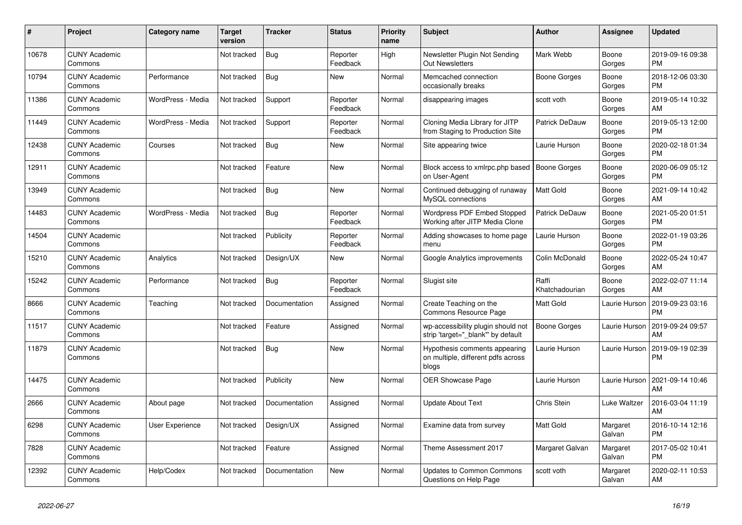| # | Project | Category name | Target version | Tracker | Status | Priority name | Subject | Author | Assignee | Updated |
|---|---|---|---|---|---|---|---|---|---|---|
| 10678 | CUNY Academic Commons | | Not tracked | Bug | Reporter Feedback | High | Newsletter Plugin Not Sending Out Newsletters | Mark Webb | Boone Gorges | 2019-09-16 09:38 PM |
| 10794 | CUNY Academic Commons | Performance | Not tracked | Bug | New | Normal | Memcached connection occasionally breaks | Boone Gorges | Boone Gorges | 2018-12-06 03:30 PM |
| 11386 | CUNY Academic Commons | WordPress - Media | Not tracked | Support | Reporter Feedback | Normal | disappearing images | scott voth | Boone Gorges | 2019-05-14 10:32 AM |
| 11449 | CUNY Academic Commons | WordPress - Media | Not tracked | Support | Reporter Feedback | Normal | Cloning Media Library for JITP from Staging to Production Site | Patrick DeDauw | Boone Gorges | 2019-05-13 12:00 PM |
| 12438 | CUNY Academic Commons | Courses | Not tracked | Bug | New | Normal | Site appearing twice | Laurie Hurson | Boone Gorges | 2020-02-18 01:34 PM |
| 12911 | CUNY Academic Commons | | Not tracked | Feature | New | Normal | Block access to xmlrpc.php based on User-Agent | Boone Gorges | Boone Gorges | 2020-06-09 05:12 PM |
| 13949 | CUNY Academic Commons | | Not tracked | Bug | New | Normal | Continued debugging of runaway MySQL connections | Matt Gold | Boone Gorges | 2021-09-14 10:42 AM |
| 14483 | CUNY Academic Commons | WordPress - Media | Not tracked | Bug | Reporter Feedback | Normal | Wordpress PDF Embed Stopped Working after JITP Media Clone | Patrick DeDauw | Boone Gorges | 2021-05-20 01:51 PM |
| 14504 | CUNY Academic Commons | | Not tracked | Publicity | Reporter Feedback | Normal | Adding showcases to home page menu | Laurie Hurson | Boone Gorges | 2022-01-19 03:26 PM |
| 15210 | CUNY Academic Commons | Analytics | Not tracked | Design/UX | New | Normal | Google Analytics improvements | Colin McDonald | Boone Gorges | 2022-05-24 10:47 AM |
| 15242 | CUNY Academic Commons | Performance | Not tracked | Bug | Reporter Feedback | Normal | Slugist site | Raffi Khatchadourian | Boone Gorges | 2022-02-07 11:14 AM |
| 8666 | CUNY Academic Commons | Teaching | Not tracked | Documentation | Assigned | Normal | Create Teaching on the Commons Resource Page | Matt Gold | Laurie Hurson | 2019-09-23 03:16 PM |
| 11517 | CUNY Academic Commons | | Not tracked | Feature | Assigned | Normal | wp-accessibility plugin should not strip 'target="_blank"' by default | Boone Gorges | Laurie Hurson | 2019-09-24 09:57 AM |
| 11879 | CUNY Academic Commons | | Not tracked | Bug | New | Normal | Hypothesis comments appearing on multiple, different pdfs across blogs | Laurie Hurson | Laurie Hurson | 2019-09-19 02:39 PM |
| 14475 | CUNY Academic Commons | | Not tracked | Publicity | New | Normal | OER Showcase Page | Laurie Hurson | Laurie Hurson | 2021-09-14 10:46 AM |
| 2666 | CUNY Academic Commons | About page | Not tracked | Documentation | Assigned | Normal | Update About Text | Chris Stein | Luke Waltzer | 2016-03-04 11:19 AM |
| 6298 | CUNY Academic Commons | User Experience | Not tracked | Design/UX | Assigned | Normal | Examine data from survey | Matt Gold | Margaret Galvan | 2016-10-14 12:16 PM |
| 7828 | CUNY Academic Commons | | Not tracked | Feature | Assigned | Normal | Theme Assessment 2017 | Margaret Galvan | Margaret Galvan | 2017-05-02 10:41 PM |
| 12392 | CUNY Academic Commons | Help/Codex | Not tracked | Documentation | New | Normal | Updates to Common Commons Questions on Help Page | scott voth | Margaret Galvan | 2020-02-11 10:53 AM |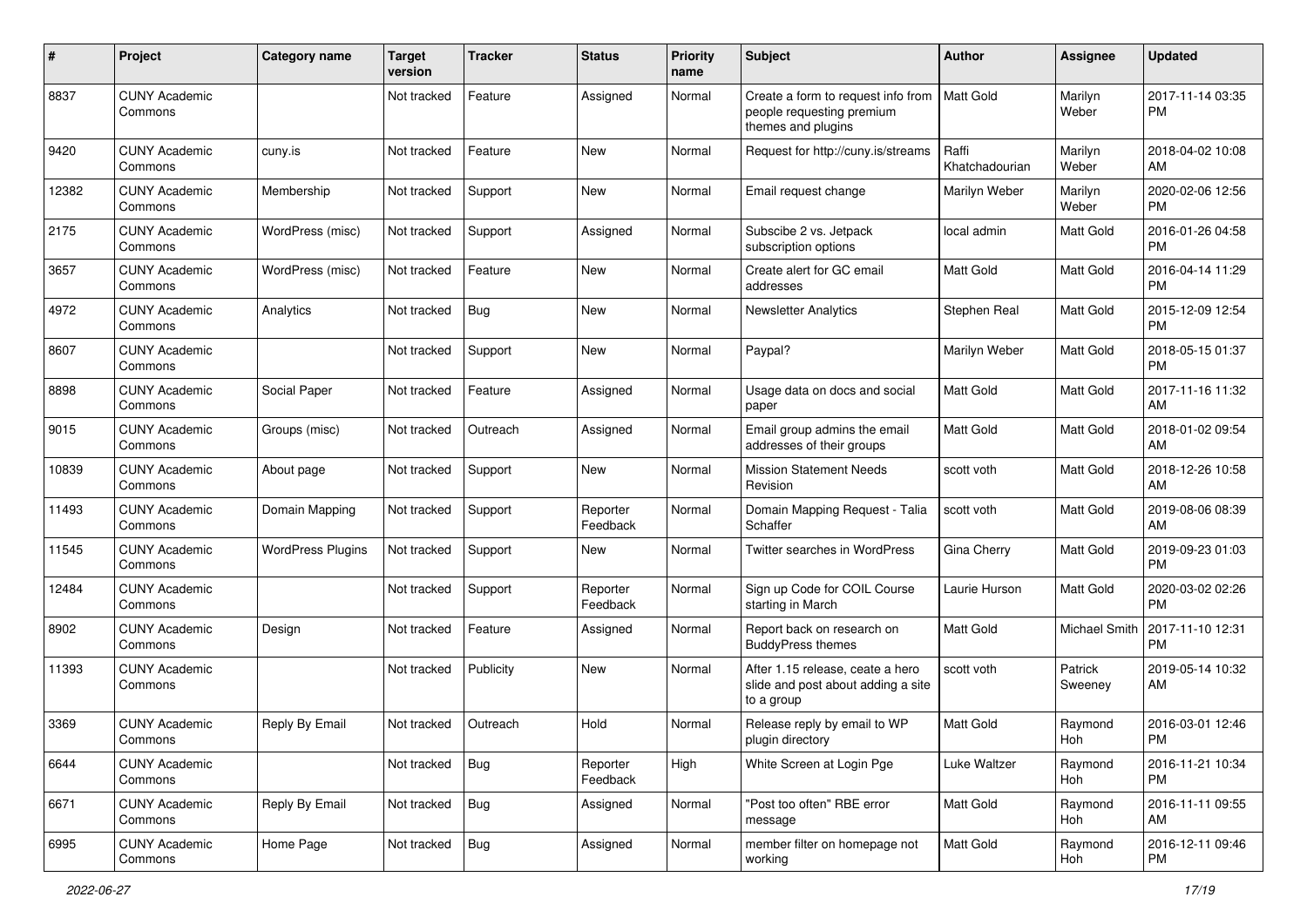| # | Project | Category name | Target version | Tracker | Status | Priority name | Subject | Author | Assignee | Updated |
|---|---|---|---|---|---|---|---|---|---|---|
| 8837 | CUNY Academic Commons | | Not tracked | Feature | Assigned | Normal | Create a form to request info from people requesting premium themes and plugins | Matt Gold | Marilyn Weber | 2017-11-14 03:35 PM |
| 9420 | CUNY Academic Commons | cuny.is | Not tracked | Feature | New | Normal | Request for http://cuny.is/streams | Raffi Khatchadourian | Marilyn Weber | 2018-04-02 10:08 AM |
| 12382 | CUNY Academic Commons | Membership | Not tracked | Support | New | Normal | Email request change | Marilyn Weber | Marilyn Weber | 2020-02-06 12:56 PM |
| 2175 | CUNY Academic Commons | WordPress (misc) | Not tracked | Support | Assigned | Normal | Subscibe 2 vs. Jetpack subscription options | local admin | Matt Gold | 2016-01-26 04:58 PM |
| 3657 | CUNY Academic Commons | WordPress (misc) | Not tracked | Feature | New | Normal | Create alert for GC email addresses | Matt Gold | Matt Gold | 2016-04-14 11:29 PM |
| 4972 | CUNY Academic Commons | Analytics | Not tracked | Bug | New | Normal | Newsletter Analytics | Stephen Real | Matt Gold | 2015-12-09 12:54 PM |
| 8607 | CUNY Academic Commons | | Not tracked | Support | New | Normal | Paypal? | Marilyn Weber | Matt Gold | 2018-05-15 01:37 PM |
| 8898 | CUNY Academic Commons | Social Paper | Not tracked | Feature | Assigned | Normal | Usage data on docs and social paper | Matt Gold | Matt Gold | 2017-11-16 11:32 AM |
| 9015 | CUNY Academic Commons | Groups (misc) | Not tracked | Outreach | Assigned | Normal | Email group admins the email addresses of their groups | Matt Gold | Matt Gold | 2018-01-02 09:54 AM |
| 10839 | CUNY Academic Commons | About page | Not tracked | Support | New | Normal | Mission Statement Needs Revision | scott voth | Matt Gold | 2018-12-26 10:58 AM |
| 11493 | CUNY Academic Commons | Domain Mapping | Not tracked | Support | Reporter Feedback | Normal | Domain Mapping Request - Talia Schaffer | scott voth | Matt Gold | 2019-08-06 08:39 AM |
| 11545 | CUNY Academic Commons | WordPress Plugins | Not tracked | Support | New | Normal | Twitter searches in WordPress | Gina Cherry | Matt Gold | 2019-09-23 01:03 PM |
| 12484 | CUNY Academic Commons | | Not tracked | Support | Reporter Feedback | Normal | Sign up Code for COIL Course starting in March | Laurie Hurson | Matt Gold | 2020-03-02 02:26 PM |
| 8902 | CUNY Academic Commons | Design | Not tracked | Feature | Assigned | Normal | Report back on research on BuddyPress themes | Matt Gold | Michael Smith | 2017-11-10 12:31 PM |
| 11393 | CUNY Academic Commons | | Not tracked | Publicity | New | Normal | After 1.15 release, ceate a hero slide and post about adding a site to a group | scott voth | Patrick Sweeney | 2019-05-14 10:32 AM |
| 3369 | CUNY Academic Commons | Reply By Email | Not tracked | Outreach | Hold | Normal | Release reply by email to WP plugin directory | Matt Gold | Raymond Hoh | 2016-03-01 12:46 PM |
| 6644 | CUNY Academic Commons | | Not tracked | Bug | Reporter Feedback | High | White Screen at Login Pge | Luke Waltzer | Raymond Hoh | 2016-11-21 10:34 PM |
| 6671 | CUNY Academic Commons | Reply By Email | Not tracked | Bug | Assigned | Normal | "Post too often" RBE error message | Matt Gold | Raymond Hoh | 2016-11-11 09:55 AM |
| 6995 | CUNY Academic Commons | Home Page | Not tracked | Bug | Assigned | Normal | member filter on homepage not working | Matt Gold | Raymond Hoh | 2016-12-11 09:46 PM |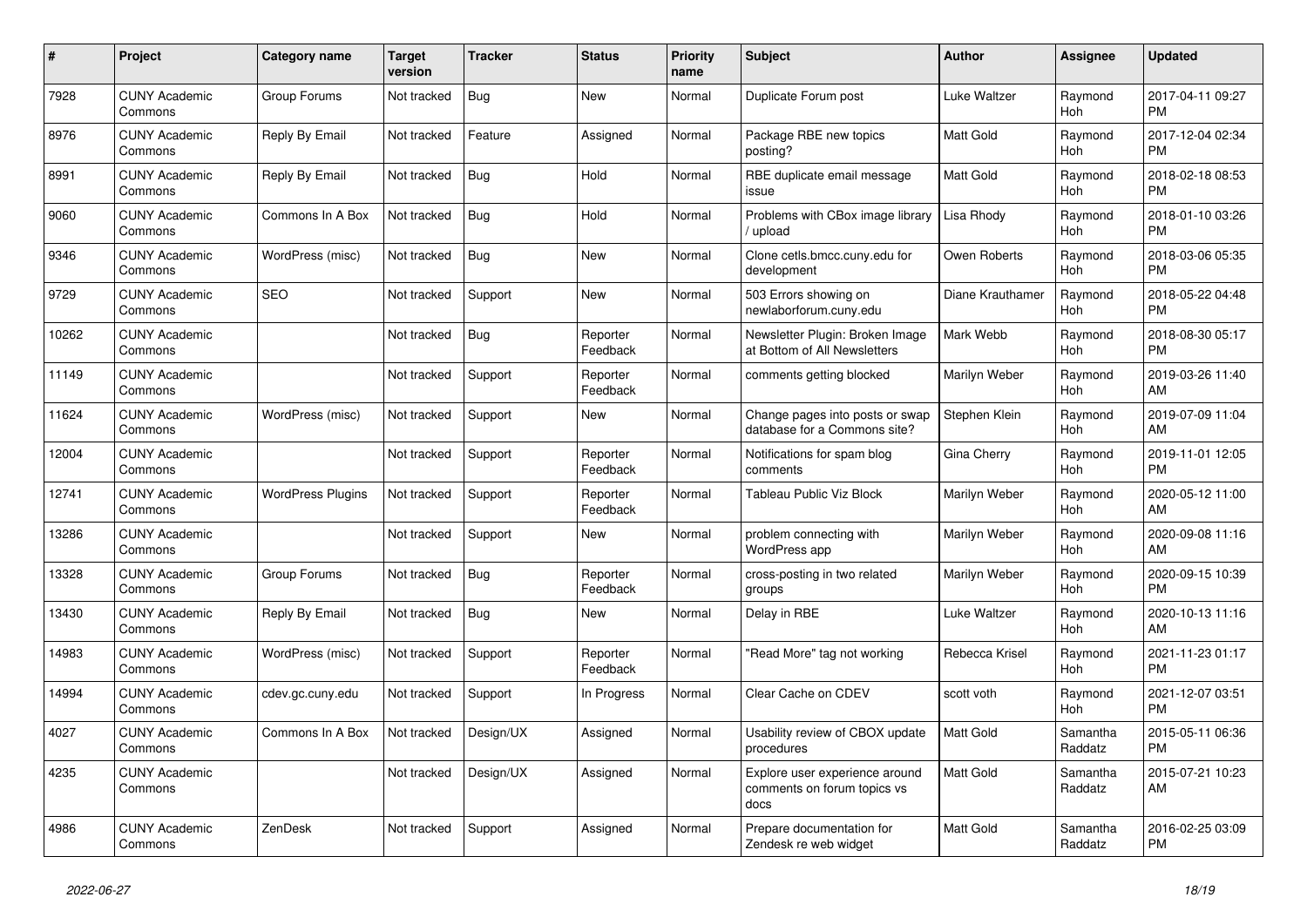| # | Project | Category name | Target version | Tracker | Status | Priority name | Subject | Author | Assignee | Updated |
|---|---|---|---|---|---|---|---|---|---|---|
| 7928 | CUNY Academic Commons | Group Forums | Not tracked | Bug | New | Normal | Duplicate Forum post | Luke Waltzer | Raymond Hoh | 2017-04-11 09:27 PM |
| 8976 | CUNY Academic Commons | Reply By Email | Not tracked | Feature | Assigned | Normal | Package RBE new topics posting? | Matt Gold | Raymond Hoh | 2017-12-04 02:34 PM |
| 8991 | CUNY Academic Commons | Reply By Email | Not tracked | Bug | Hold | Normal | RBE duplicate email message issue | Matt Gold | Raymond Hoh | 2018-02-18 08:53 PM |
| 9060 | CUNY Academic Commons | Commons In A Box | Not tracked | Bug | Hold | Normal | Problems with CBox image library / upload | Lisa Rhody | Raymond Hoh | 2018-01-10 03:26 PM |
| 9346 | CUNY Academic Commons | WordPress (misc) | Not tracked | Bug | New | Normal | Clone cetls.bmcc.cuny.edu for development | Owen Roberts | Raymond Hoh | 2018-03-06 05:35 PM |
| 9729 | CUNY Academic Commons | SEO | Not tracked | Support | New | Normal | 503 Errors showing on newlaborforum.cuny.edu | Diane Krauthamer | Raymond Hoh | 2018-05-22 04:48 PM |
| 10262 | CUNY Academic Commons | | Not tracked | Bug | Reporter Feedback | Normal | Newsletter Plugin: Broken Image at Bottom of All Newsletters | Mark Webb | Raymond Hoh | 2018-08-30 05:17 PM |
| 11149 | CUNY Academic Commons | | Not tracked | Support | Reporter Feedback | Normal | comments getting blocked | Marilyn Weber | Raymond Hoh | 2019-03-26 11:40 AM |
| 11624 | CUNY Academic Commons | WordPress (misc) | Not tracked | Support | New | Normal | Change pages into posts or swap database for a Commons site? | Stephen Klein | Raymond Hoh | 2019-07-09 11:04 AM |
| 12004 | CUNY Academic Commons | | Not tracked | Support | Reporter Feedback | Normal | Notifications for spam blog comments | Gina Cherry | Raymond Hoh | 2019-11-01 12:05 PM |
| 12741 | CUNY Academic Commons | WordPress Plugins | Not tracked | Support | Reporter Feedback | Normal | Tableau Public Viz Block | Marilyn Weber | Raymond Hoh | 2020-05-12 11:00 AM |
| 13286 | CUNY Academic Commons | | Not tracked | Support | New | Normal | problem connecting with WordPress app | Marilyn Weber | Raymond Hoh | 2020-09-08 11:16 AM |
| 13328 | CUNY Academic Commons | Group Forums | Not tracked | Bug | Reporter Feedback | Normal | cross-posting in two related groups | Marilyn Weber | Raymond Hoh | 2020-09-15 10:39 PM |
| 13430 | CUNY Academic Commons | Reply By Email | Not tracked | Bug | New | Normal | Delay in RBE | Luke Waltzer | Raymond Hoh | 2020-10-13 11:16 AM |
| 14983 | CUNY Academic Commons | WordPress (misc) | Not tracked | Support | Reporter Feedback | Normal | "Read More" tag not working | Rebecca Krisel | Raymond Hoh | 2021-11-23 01:17 PM |
| 14994 | CUNY Academic Commons | cdev.gc.cuny.edu | Not tracked | Support | In Progress | Normal | Clear Cache on CDEV | scott voth | Raymond Hoh | 2021-12-07 03:51 PM |
| 4027 | CUNY Academic Commons | Commons In A Box | Not tracked | Design/UX | Assigned | Normal | Usability review of CBOX update procedures | Matt Gold | Samantha Raddatz | 2015-05-11 06:36 PM |
| 4235 | CUNY Academic Commons | | Not tracked | Design/UX | Assigned | Normal | Explore user experience around comments on forum topics vs docs | Matt Gold | Samantha Raddatz | 2015-07-21 10:23 AM |
| 4986 | CUNY Academic Commons | ZenDesk | Not tracked | Support | Assigned | Normal | Prepare documentation for Zendesk re web widget | Matt Gold | Samantha Raddatz | 2016-02-25 03:09 PM |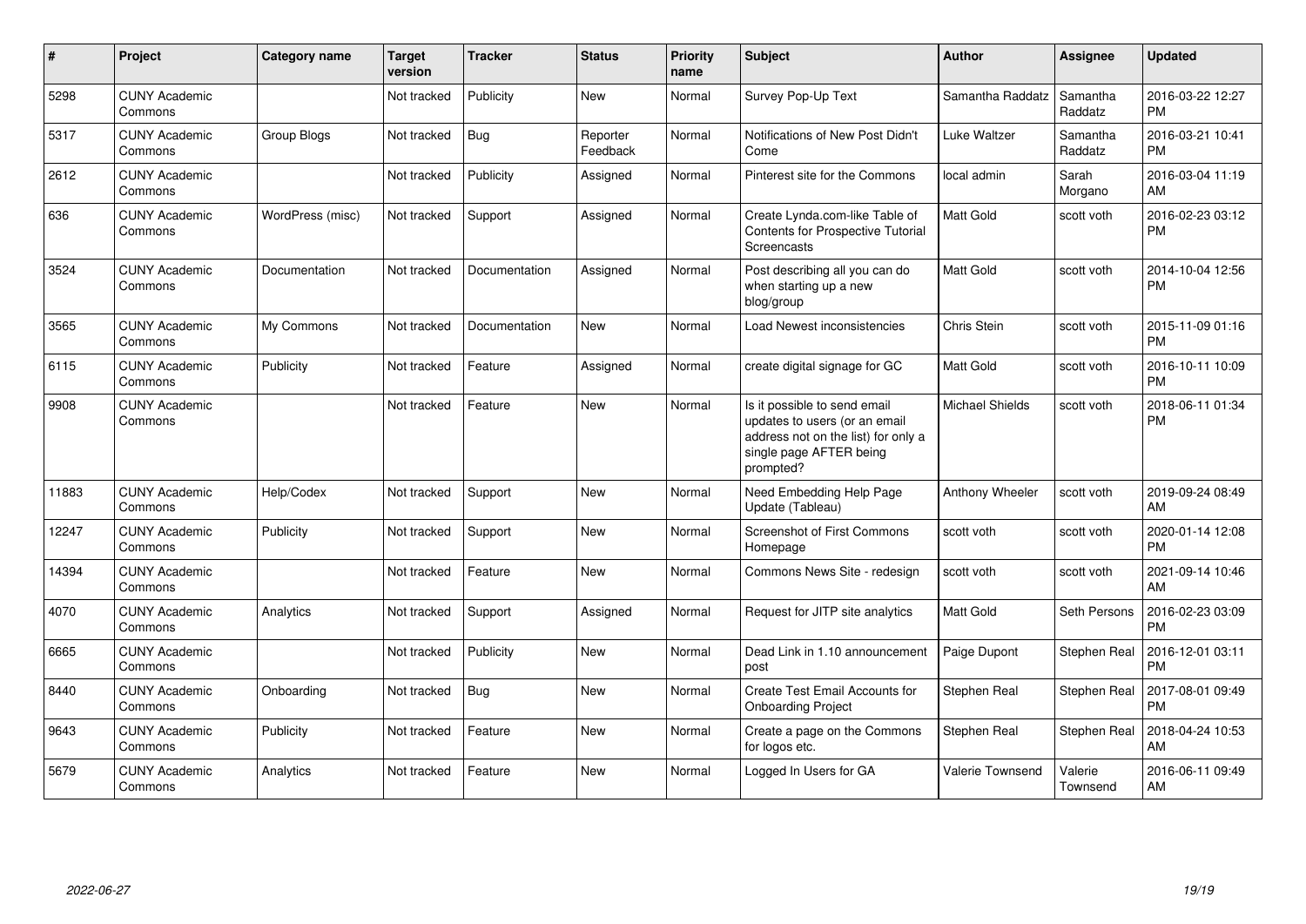| # | Project | Category name | Target version | Tracker | Status | Priority name | Subject | Author | Assignee | Updated |
|---|---|---|---|---|---|---|---|---|---|---|
| 5298 | CUNY Academic Commons | | Not tracked | Publicity | New | Normal | Survey Pop-Up Text | Samantha Raddatz | Samantha Raddatz | 2016-03-22 12:27 PM |
| 5317 | CUNY Academic Commons | Group Blogs | Not tracked | Bug | Reporter Feedback | Normal | Notifications of New Post Didn't Come | Luke Waltzer | Samantha Raddatz | 2016-03-21 10:41 PM |
| 2612 | CUNY Academic Commons | | Not tracked | Publicity | Assigned | Normal | Pinterest site for the Commons | local admin | Sarah Morgano | 2016-03-04 11:19 AM |
| 636 | CUNY Academic Commons | WordPress (misc) | Not tracked | Support | Assigned | Normal | Create Lynda.com-like Table of Contents for Prospective Tutorial Screencasts | Matt Gold | scott voth | 2016-02-23 03:12 PM |
| 3524 | CUNY Academic Commons | Documentation | Not tracked | Documentation | Assigned | Normal | Post describing all you can do when starting up a new blog/group | Matt Gold | scott voth | 2014-10-04 12:56 PM |
| 3565 | CUNY Academic Commons | My Commons | Not tracked | Documentation | New | Normal | Load Newest inconsistencies | Chris Stein | scott voth | 2015-11-09 01:16 PM |
| 6115 | CUNY Academic Commons | Publicity | Not tracked | Feature | Assigned | Normal | create digital signage for GC | Matt Gold | scott voth | 2016-10-11 10:09 PM |
| 9908 | CUNY Academic Commons | | Not tracked | Feature | New | Normal | Is it possible to send email updates to users (or an email address not on the list) for only a single page AFTER being prompted? | Michael Shields | scott voth | 2018-06-11 01:34 PM |
| 11883 | CUNY Academic Commons | Help/Codex | Not tracked | Support | New | Normal | Need Embedding Help Page Update (Tableau) | Anthony Wheeler | scott voth | 2019-09-24 08:49 AM |
| 12247 | CUNY Academic Commons | Publicity | Not tracked | Support | New | Normal | Screenshot of First Commons Homepage | scott voth | scott voth | 2020-01-14 12:08 PM |
| 14394 | CUNY Academic Commons | | Not tracked | Feature | New | Normal | Commons News Site - redesign | scott voth | scott voth | 2021-09-14 10:46 AM |
| 4070 | CUNY Academic Commons | Analytics | Not tracked | Support | Assigned | Normal | Request for JITP site analytics | Matt Gold | Seth Persons | 2016-02-23 03:09 PM |
| 6665 | CUNY Academic Commons | | Not tracked | Publicity | New | Normal | Dead Link in 1.10 announcement post | Paige Dupont | Stephen Real | 2016-12-01 03:11 PM |
| 8440 | CUNY Academic Commons | Onboarding | Not tracked | Bug | New | Normal | Create Test Email Accounts for Onboarding Project | Stephen Real | Stephen Real | 2017-08-01 09:49 PM |
| 9643 | CUNY Academic Commons | Publicity | Not tracked | Feature | New | Normal | Create a page on the Commons for logos etc. | Stephen Real | Stephen Real | 2018-04-24 10:53 AM |
| 5679 | CUNY Academic Commons | Analytics | Not tracked | Feature | New | Normal | Logged In Users for GA | Valerie Townsend | Valerie Townsend | 2016-06-11 09:49 AM |